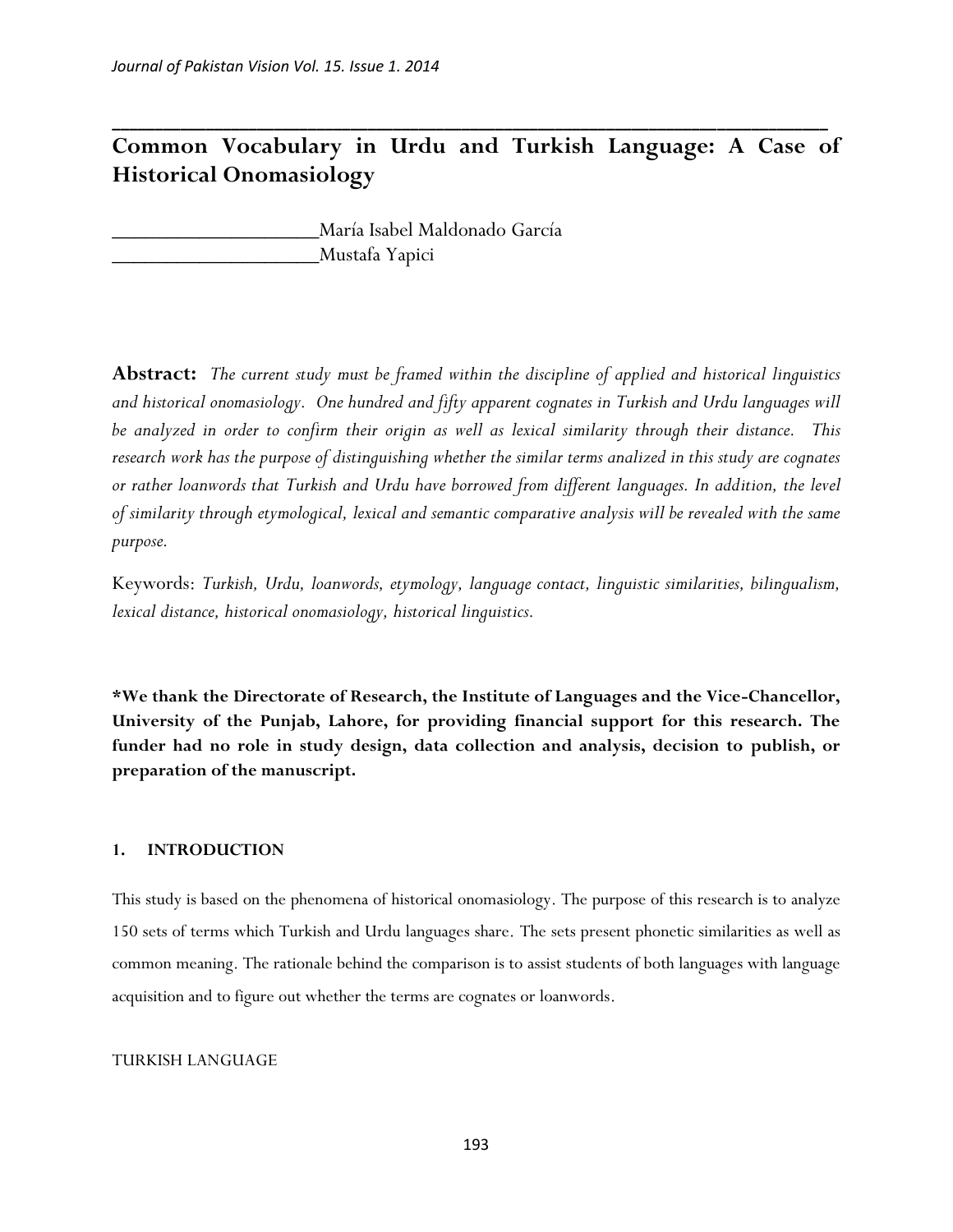# Common Vocabulary in Urdu and Turkish Language: A Case of Historical Onomasiology

María Isabel Maldonado García

Mustafa Yapici

**Abstract:** *The current study must be framed within the discipline of applied and historical linguistics and historical onomasiology. One hundred and fifty apparent cognates in Turkish and Urdu languages will be analyzed in order to confirm their origin as well as lexical similarity through their distance. This research work has the purpose of distinguishing whether the similar terms analized in this study are cognates or rather loanwords that Turkish and Urdu have borrowed from different languages. In addition, the level of similarity through etymological, lexical and semantic comparative analysis will be revealed with the same purpose.*

Keywords: *Turkish, Urdu, loanwords, etymology, language contact, linguistic similarities, bilingualism, lexical distance, historical onomasiology, historical linguistics.*

**\*We thank the Directorate of Research, the Institute of Languages and the Vice-Chancellor, University of the Punjab, Lahore, for providing financial support for this research. The funder had no role in study design, data collection and analysis, decision to publish, or preparation of the manuscript.**

## 1. INTRODUCTION

This study is based on the phenomena of historical onomasiology. The purpose of this research is to analyze 150 sets of terms which Turkish and Urdu languages share. The sets present phonetic similarities as well as common meaning. The rationale behind the comparison is to assist students of both languages with language acquisition and to figure out whether the terms are cognates or loanwords.

### TURKISH LANGUAGE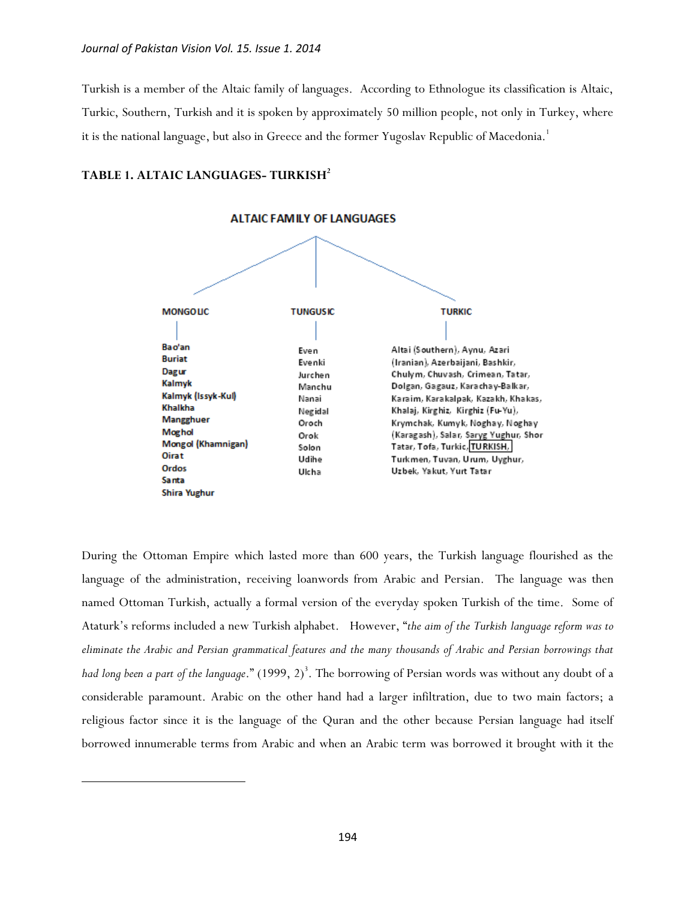Turkish is a member of the Altaic family of languages. According to Ethnologue its classification is Altaic, Turkic, Southern, Turkish and it is spoken by approximately 50 million people, not only in Turkey, where it is the national language, but also in Greece and the former Yugoslav Republic of Macedonia.[1]

**TABLE 1. ALTAIC LANGUAGES- TURKISH[2]**

**ALTAIC FAMILY OF LANGUAGES**

| MONGOLIC | TUNGUSIC | TURKIC |
|---|---|---|
| Bao'an<br>Buriat<br>Dagur<br>Kalmyk<br>Kalmyk (Issyk-Kul)<br>Khalkha<br>Mangghuer<br>Moghol<br>Mongol (Khamnigan)<br>Oirat<br>Ordos<br>Santa<br>Shira Yughur | Even<br>Evenki<br>Jurchen<br>Manchu<br>Nanai<br>Negidal<br>Oroch<br>Orok<br>Solon<br>Udihe<br>Ulcha | Altai (Southern), Aynu, Azari (Iranian), Azerbaijani, Bashkir, Chulym, Chuvash, Crimean, Tatar, Dolgan, Gagauz, Karachay-Balkar, Karaim, Karakalpak, Kazakh, Khakas, Khalaj, Kirghiz, Kirghiz (Fu-Yu), Krymchak, Kumyk, Noghay, Noghay (Karagash), Salar, Saryg Yughur, Shor Tatar, Tofa, Turkic, TURKISH, Turkmen, Tuvan, Urum, Uyghur, Uzbek, Yakut, Yurt Tatar |

During the Ottoman Empire which lasted more than 600 years, the Turkish language flourished as the language of the administration, receiving loanwords from Arabic and Persian. The language was then named Ottoman Turkish, actually a formal version of the everyday spoken Turkish of the time. Some of Ataturk's reforms included a new Turkish alphabet. However, "*the aim of the Turkish language reform was to eliminate the Arabic and Persian grammatical features and the many thousands of Arabic and Persian borrowings that had long been a part of the language*." (1999, 2)[3]. The borrowing of Persian words was without any doubt of a considerable paramount. Arabic on the other hand had a larger infiltration, due to two main factors; a religious factor since it is the language of the Quran and the other because Persian language had itself borrowed innumerable terms from Arabic and when an Arabic term was borrowed it brought with it the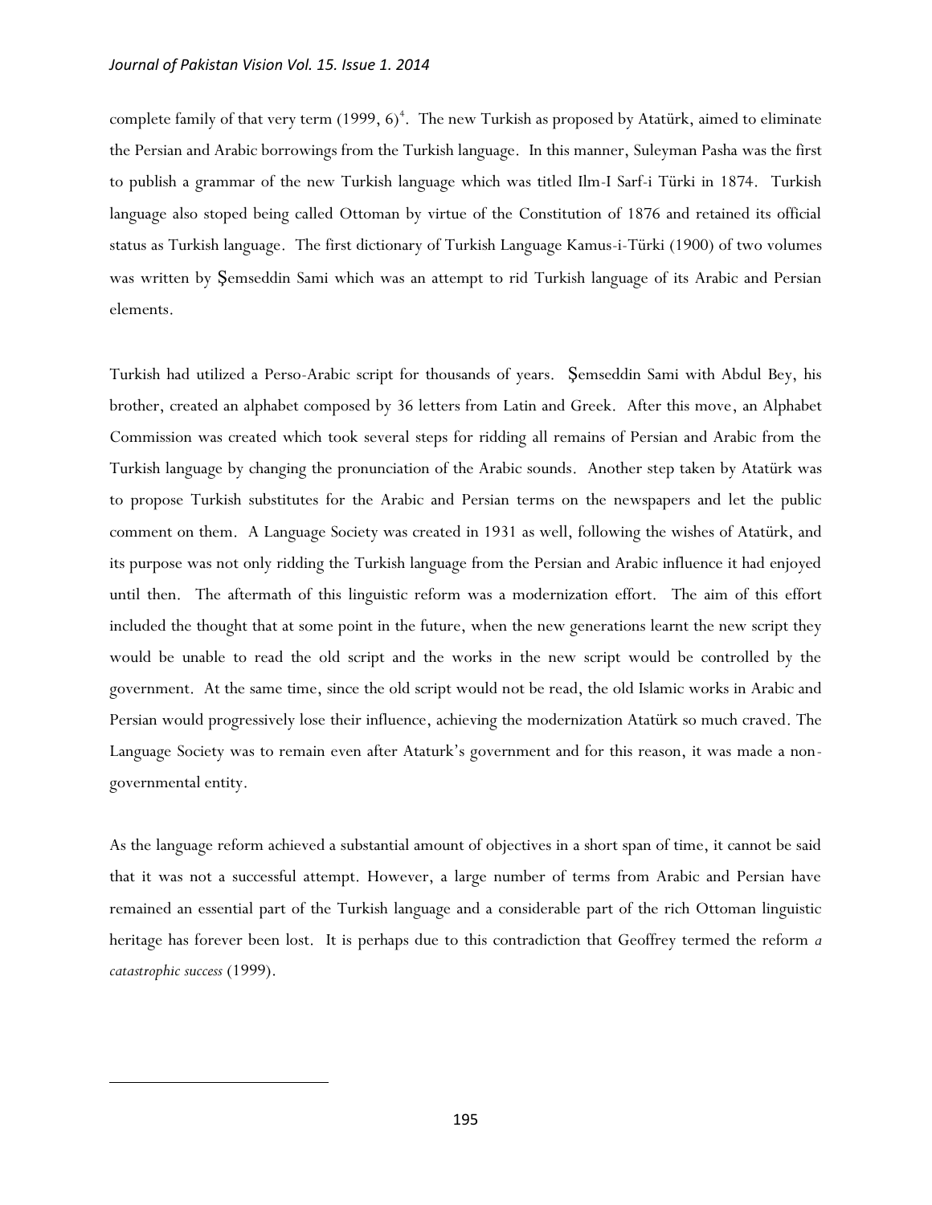complete family of that very term (1999, 6)[4]. The new Turkish as proposed by Atatürk, aimed to eliminate the Persian and Arabic borrowings from the Turkish language. In this manner, Suleyman Pasha was the first to publish a grammar of the new Turkish language which was titled Ilm-I Sarf-i Türki in 1874. Turkish language also stoped being called Ottoman by virtue of the Constitution of 1876 and retained its official status as Turkish language. The first dictionary of Turkish Language Kamus-i-Türki (1900) of two volumes was written by Şemseddin Sami which was an attempt to rid Turkish language of its Arabic and Persian elements.

Turkish had utilized a Perso-Arabic script for thousands of years. Şemseddin Sami with Abdul Bey, his brother, created an alphabet composed by 36 letters from Latin and Greek. After this move, an Alphabet Commission was created which took several steps for ridding all remains of Persian and Arabic from the Turkish language by changing the pronunciation of the Arabic sounds. Another step taken by Atatürk was to propose Turkish substitutes for the Arabic and Persian terms on the newspapers and let the public comment on them. A Language Society was created in 1931 as well, following the wishes of Atatürk, and its purpose was not only ridding the Turkish language from the Persian and Arabic influence it had enjoyed until then. The aftermath of this linguistic reform was a modernization effort. The aim of this effort included the thought that at some point in the future, when the new generations learnt the new script they would be unable to read the old script and the works in the new script would be controlled by the government. At the same time, since the old script would not be read, the old Islamic works in Arabic and Persian would progressively lose their influence, achieving the modernization Atatürk so much craved. The Language Society was to remain even after Ataturk's government and for this reason, it was made a non-governmental entity.

As the language reform achieved a substantial amount of objectives in a short span of time, it cannot be said that it was not a successful attempt. However, a large number of terms from Arabic and Persian have remained an essential part of the Turkish language and a considerable part of the rich Ottoman linguistic heritage has forever been lost. It is perhaps due to this contradiction that Geoffrey termed the reform *a catastrophic success* (1999).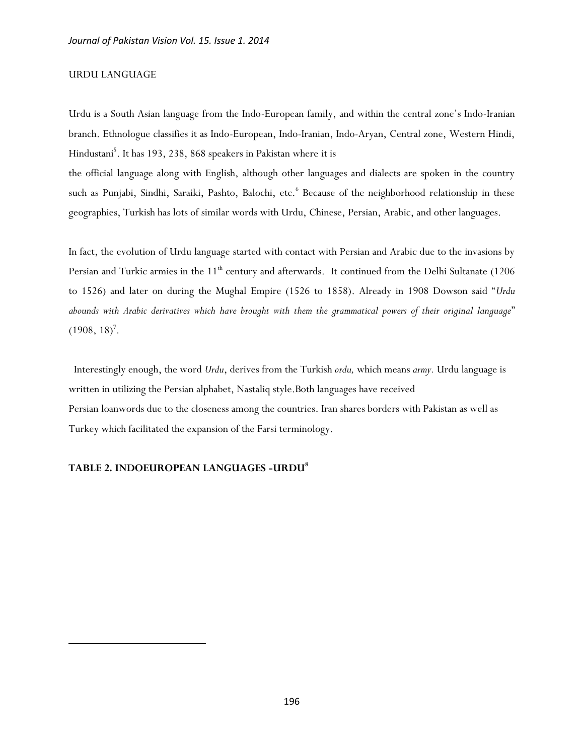## URDU LANGUAGE

Urdu is a South Asian language from the Indo-European family, and within the central zone's Indo-Iranian branch. Ethnologue classifies it as Indo-European, Indo-Iranian, Indo-Aryan, Central zone, Western Hindi, Hindustani[5]. It has 193, 238, 868 speakers in Pakistan where it is the official language along with English, although other languages and dialects are spoken in the country such as Punjabi, Sindhi, Saraiki, Pashto, Balochi, etc.[6] Because of the neighborhood relationship in these geographies, Turkish has lots of similar words with Urdu, Chinese, Persian, Arabic, and other languages.

In fact, the evolution of Urdu language started with contact with Persian and Arabic due to the invasions by Persian and Turkic armies in the 11th century and afterwards. It continued from the Delhi Sultanate (1206 to 1526) and later on during the Mughal Empire (1526 to 1858). Already in 1908 Dowson said "*Urdu abounds with Arabic derivatives which have brought with them the grammatical powers of their original language*" (1908, 18)[7].

Interestingly enough, the word *Urdu*, derives from the Turkish *ordu,* which means *army.* Urdu language is written in utilizing the Persian alphabet, Nastaliq style.Both languages have received Persian loanwords due to the closeness among the countries. Iran shares borders with Pakistan as well as Turkey which facilitated the expansion of the Farsi terminology.

### TABLE 2. INDOEUROPEAN LANGUAGES -URDU[8]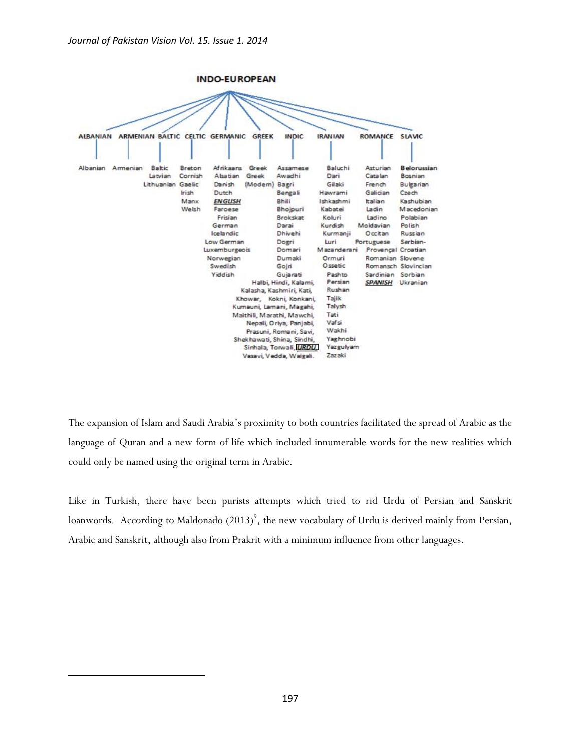**INDO-EUROPEAN**

| ALBANIAN | ARMENIAN | BALTIC | CELTIC | GERMANIC | GREEK | INDIC | IRANIAN | ROMANCE | SLAVIC |
|---|---|---|---|---|---|---|---|---|---|
| Albanian | Armenian | Baltic Latvian Lithuanian | Breton Cornish Gaelic Irish Manx Welsh | Afrikaans Alsatian Danish Dutch ***ENGLISH*** Faroese Frisian German Icelandic Low German Luxemburgeois Norwegian Swedish Yiddish | Greek Greek (Modern) | Assamese Awadhi Bagri Bengali Bhili Bhojpuri Brokskat Darai Dhivehi Dogri Domari Dumaki Gojri Gujarati Halbi, Hindi, Kalami, Kalasha, Kashmiri, Kati, Khowar, Kokni, Konkani, Kumauni, Lamani, Magahi, Maithili, Marathi, Mawchi, Nepali, Oriya, Panjabi, Prasuni, Romani, Savi, Shekhawati, Shina, Sindhi, Sinhala, Torwali, ***URDU*** Vasavi, Vedda, Waigali. | Baluchi Dari Gilaki Hawrami Ishkashmi Kabatei Koluri Kurdish Kurmanji Luri Mazanderani Ormuri Ossetic Pashto Persian Rushan Tajik Talysh Tati Vafsi Wakhi Yaghnobi Yazgulyam Zazaki | Asturian Catalan French Galician Italian Ladin Ladino Moldavian Occitan Portuguese Provençal Romanian Romansch Sardinian ***SPANISH*** | Belorussian Bosnian Bulgarian Czech Kashubian Macedonian Polabian Polish Russian Serbian-Croatian Slovene Slovincian Sorbian Ukranian |

The expansion of Islam and Saudi Arabia's proximity to both countries facilitated the spread of Arabic as the language of Quran and a new form of life which included innumerable words for the new realities which could only be named using the original term in Arabic.

Like in Turkish, there have been purists attempts which tried to rid Urdu of Persian and Sanskrit loanwords. According to Maldonado (2013)[9], the new vocabulary of Urdu is derived mainly from Persian, Arabic and Sanskrit, although also from Prakrit with a minimum influence from other languages.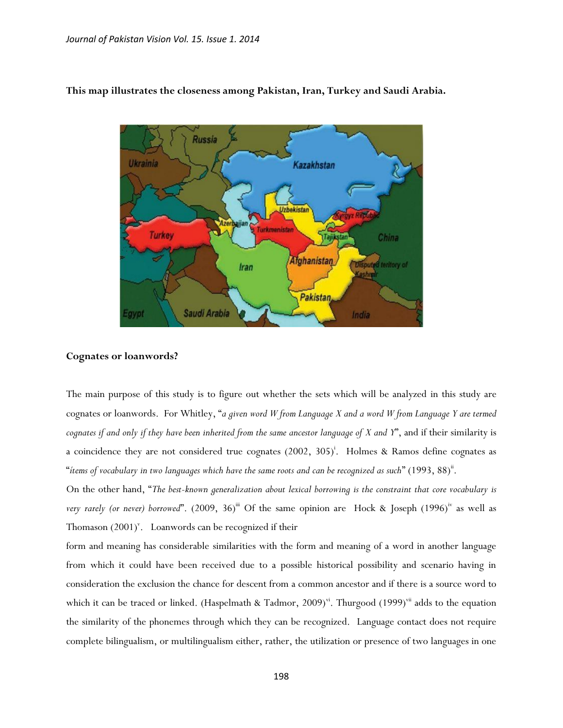**This map illustrates the closeness among Pakistan, Iran, Turkey and Saudi Arabia.**

## Cognates or loanwords?

The main purpose of this study is to figure out whether the sets which will be analyzed in this study are cognates or loanwords. For Whitley, "*a given word W from Language X and a word W from Language Y are termed cognates if and only if they have been inherited from the same ancestor language of X and Y*", and if their similarity is a coincidence they are not considered true cognates (2002, 305)[i]. Holmes & Ramos define cognates as "*items of vocabulary in two languages which have the same roots and can be recognized as such*" (1993, 88)[ii].

On the other hand, "*The best-known generalization about lexical borrowing is the constraint that core vocabulary is very rarely (or never) borrowed*". (2009, 36)[iii] Of the same opinion are Hock & Joseph (1996)[iv] as well as Thomason (2001)[v]. Loanwords can be recognized if their form and meaning has considerable similarities with the form and meaning of a word in another language from which it could have been received due to a possible historical possibility and scenario having in consideration the exclusion the chance for descent from a common ancestor and if there is a source word to which it can be traced or linked. (Haspelmath & Tadmor, 2009)[vi]. Thurgood (1999)[vii] adds to the equation the similarity of the phonemes through which they can be recognized. Language contact does not require complete bilingualism, or multilingualism either, rather, the utilization or presence of two languages in one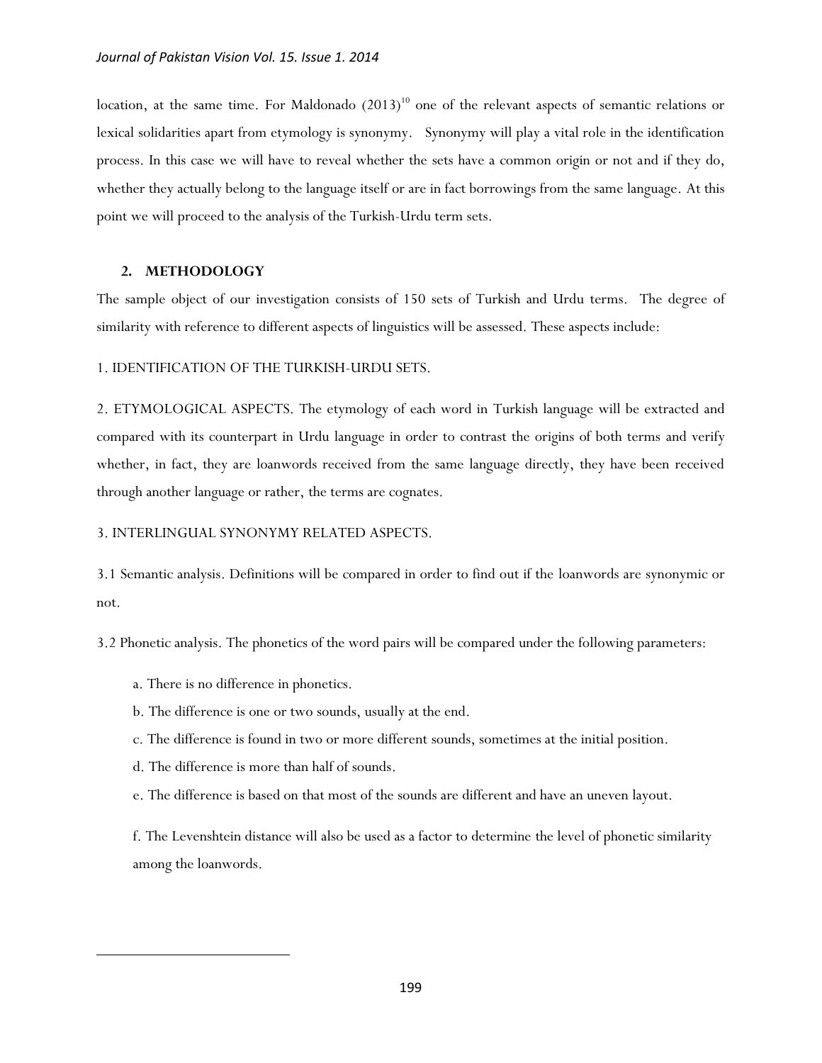location, at the same time. For Maldonado (2013)[10] one of the relevant aspects of semantic relations or lexical solidarities apart from etymology is synonymy. Synonymy will play a vital role in the identification process. In this case we will have to reveal whether the sets have a common origin or not and if they do, whether they actually belong to the language itself or are in fact borrowings from the same language. At this point we will proceed to the analysis of the Turkish-Urdu term sets.

## 2. METHODOLOGY

The sample object of our investigation consists of 150 sets of Turkish and Urdu terms. The degree of similarity with reference to different aspects of linguistics will be assessed. These aspects include:

1. IDENTIFICATION OF THE TURKISH-URDU SETS.

2. ETYMOLOGICAL ASPECTS. The etymology of each word in Turkish language will be extracted and compared with its counterpart in Urdu language in order to contrast the origins of both terms and verify whether, in fact, they are loanwords received from the same language directly, they have been received through another language or rather, the terms are cognates.

3. INTERLINGUAL SYNONYMY RELATED ASPECTS.

3.1 Semantic analysis. Definitions will be compared in order to find out if the loanwords are synonymic or not.

3.2 Phonetic analysis. The phonetics of the word pairs will be compared under the following parameters:

a. There is no difference in phonetics.

b. The difference is one or two sounds, usually at the end.

c. The difference is found in two or more different sounds, sometimes at the initial position.

d. The difference is more than half of sounds.

e. The difference is based on that most of the sounds are different and have an uneven layout.

f. The Levenshtein distance will also be used as a factor to determine the level of phonetic similarity among the loanwords.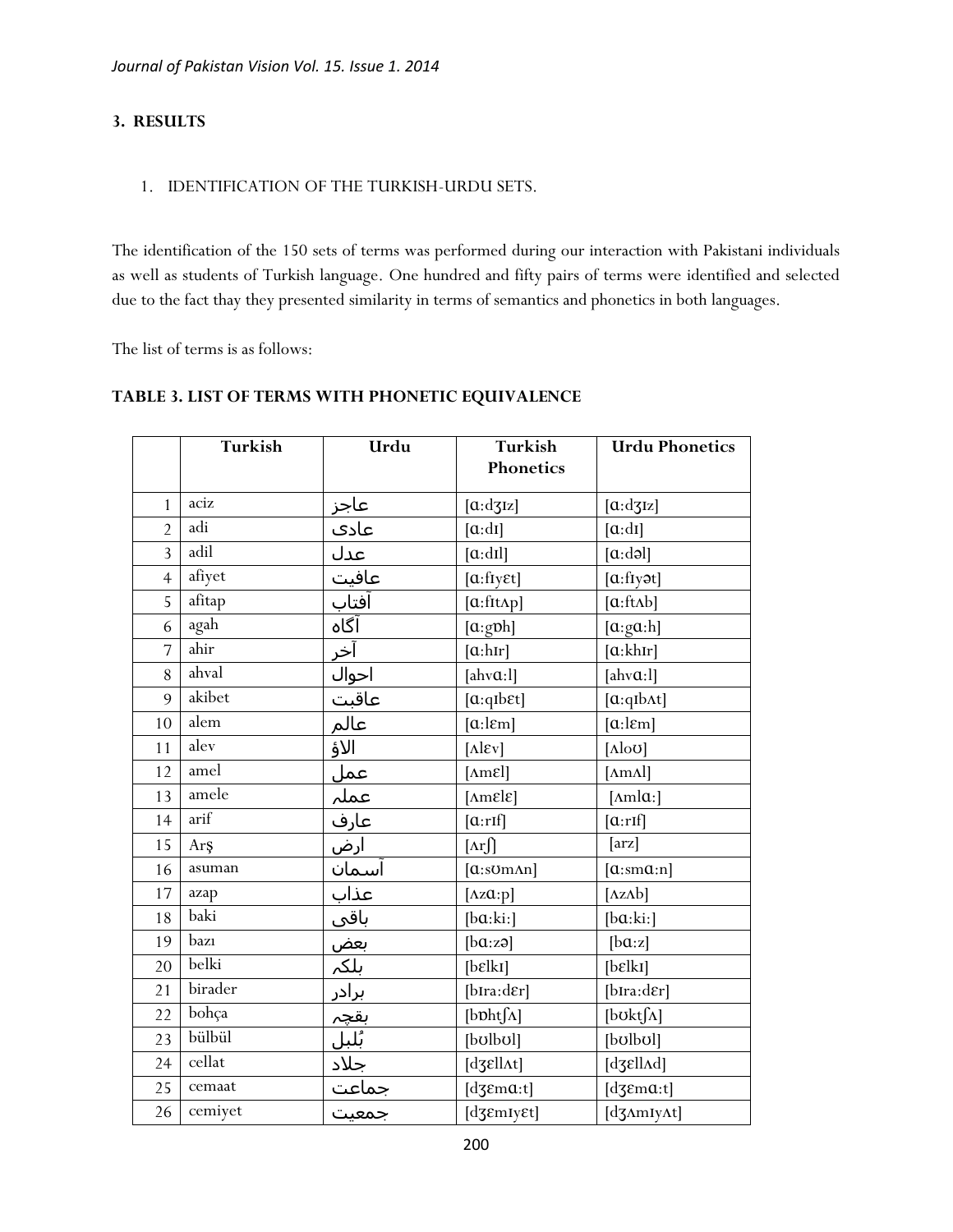## 3. RESULTS

1. IDENTIFICATION OF THE TURKISH-URDU SETS.

The identification of the 150 sets of terms was performed during our interaction with Pakistani individuals as well as students of Turkish language. One hundred and fifty pairs of terms were identified and selected due to the fact thay they presented similarity in terms of semantics and phonetics in both languages.

The list of terms is as follows:

### TABLE 3. LIST OF TERMS WITH PHONETIC EQUIVALENCE

| | Turkish | Urdu | Turkish Phonetics | Urdu Phonetics |
|---|---|---|---|---|
| 1 | aciz | عاجز | [ɑ:dʒɪz] | [ɑ:dʒɪz] |
| 2 | adi | عادی | [ɑ:dɪ] | [ɑ:dɪ] |
| 3 | adil | عدل | [ɑ:dɪl] | [ɑ:dəl] |
| 4 | afiyet | عافیت | [ɑ:fɪyɛt] | [ɑ:fɪyət] |
| 5 | afitap | آفتاب | [ɑ:fɪtʌp] | [ɑ:ftʌb] |
| 6 | agah | آگاہ | [ɑ:gɒh] | [ɑ:gɑ:h] |
| 7 | ahir | آخر | [ɑ:hɪr] | [ɑ:khɪr] |
| 8 | ahval | احوال | [ahvɑ:l] | [ahvɑ:l] |
| 9 | akibet | عاقبت | [ɑ:qɪbɛt] | [ɑ:qɪbʌt] |
| 10 | alem | عالم | [ɑ:lɛm] | [ɑ:lɛm] |
| 11 | alev | الاؤ | [ʌlɛv] | [ʌloʊ] |
| 12 | amel | عمل | [ʌmɛl] | [ʌmʌl] |
| 13 | amele | عملہ | [ʌmɛlɛ] | [ʌmlɑ:] |
| 14 | arif | عارف | [ɑ:rɪf] | [ɑ:rɪf] |
| 15 | Arş | ارض | [ʌrʃ] | [arz] |
| 16 | asuman | آسمان | [ɑ:sʊmʌn] | [ɑ:smɑ:n] |
| 17 | azap | عذاب | [ʌzɑ:p] | [ʌzʌb] |
| 18 | baki | باقی | [bɑ:ki:] | [bɑ:ki:] |
| 19 | bazı | بعض | [bɑ:zə] | [bɑ:z] |
| 20 | belki | بلکہ | [bɛlkɪ] | [bɛlkɪ] |
| 21 | birader | برادر | [bɪra:dɛr] | [bɪra:dɛr] |
| 22 | bohça | بقچہ | [bɒhtʃʌ] | [bʊktʃʌ] |
| 23 | bülbül | بُلبل | [bʊlbʊl] | [bʊlbʊl] |
| 24 | cellat | جلاد | [dʒɛllʌt] | [dʒɛllʌd] |
| 25 | cemaat | جماعت | [dʒɛmɑ:t] | [dʒɛmɑ:t] |
| 26 | cemiyet | جمعیت | [dʒɛmɪyɛt] | [dʒʌmɪyʌt] |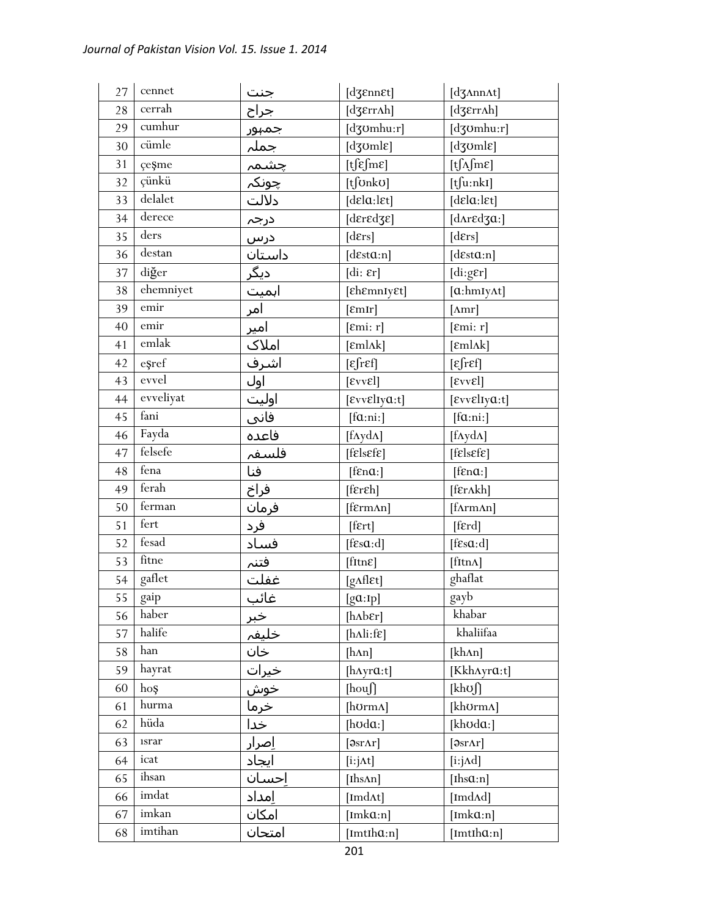| 27 | cennet | جنت | [dʒɛnnɛt] | [dʒʌnnʌt] |
|---|---|---|---|---|
| 28 | cerrah | جراح | [dʒɛrrʌh] | [dʒɛrrʌh] |
| 29 | cumhur | جمہور | [dʒʊmhu:r] | [dʒʊmhu:r] |
| 30 | cümle | جملہ | [dʒʊmlɛ] | [dʒʊmlɛ] |
| 31 | çeşme | چشمہ | [tʃɛʃmɛ] | [tʃʌʃmɛ] |
| 32 | çünkü | چونکہ | [tʃʊnkʊ] | [tʃu:nkɪ] |
| 33 | delalet | دلالت | [dɛlɑ:lɛt] | [dɛlɑ:lɛt] |
| 34 | derece | درجہ | [dɛrɛdʒɛ] | [dʌrɛdʒɑ:] |
| 35 | ders | درس | [dɛrs] | [dɛrs] |
| 36 | destan | داستان | [dɛstɑ:n] | [dɛstɑ:n] |
| 37 | diğer | دیگر | [di: ɛr] | [di:gɛr] |
| 38 | ehemniyet | اہمیت | [ɛhɛmnɪyɛt] | [ɑ:hmɪyʌt] |
| 39 | emir | امر | [ɛmɪr] | [ʌmr] |
| 40 | emir | امیر | [ɛmi: r] | [ɛmi: r] |
| 41 | emlak | املاک | [ɛmlʌk] | [ɛmlʌk] |
| 42 | eşref | اشرف | [ɛʃrɛf] | [ɛʃrɛf] |
| 43 | evvel | اول | [ɛvvɛl] | [ɛvvɛl] |
| 44 | evveliyat | اولیت | [ɛvvɛlɪyɑ:t] | [ɛvvɛlɪyɑ:t] |
| 45 | fani | فانی | [fɑ:ni:] | [fɑ:ni:] |
| 46 | Fayda | فاعدہ | [fʌydʌ] | [fʌydʌ] |
| 47 | felsefe | فلسفہ | [fɛlsɛfɛ] | [fɛlsɛfɛ] |
| 48 | fena | فنا | [fɛnɑ:] | [fɛnɑ:] |
| 49 | ferah | فراخ | [fɛrɛh] | [fɛrʌkh] |
| 50 | ferman | فرمان | [fɛrmʌn] | [fʌrmʌn] |
| 51 | fert | فرد | [fɛrt] | [fɛrd] |
| 52 | fesad | فساد | [fɛsɑ:d] | [fɛsɑ:d] |
| 53 | fitne | فتنہ | [fɪtnɛ] | [fɪtnʌ] |
| 54 | gaflet | غفلت | [gʌflɛt] | ghaflat |
| 55 | gaip | غائب | [gɑ:ɪp] | gayb |
| 56 | haber | خبر | [hʌbɛr] | khabar |
| 57 | halife | خلیفہ | [hʌli:fɛ] | khaliifaa |
| 58 | han | خان | [hʌn] | [khʌn] |
| 59 | hayrat | خیرات | [hʌyrɑ:t] | [Kkhʌyrɑ:t] |
| 60 | hoş | خوش | [houʃ] | [khʊʃ] |
| 61 | hurma | خرما | [hʊrmʌ] | [khʊrmʌ] |
| 62 | hüda | خدا | [hʊdɑ:] | [khʊdɑ:] |
| 63 | ısrar | اِصرار | [əsrʌr] | [əsrʌr] |
| 64 | icat | ایجاد | [i:jʌt] | [i:jʌd] |
| 65 | ihsan | اِحسان | [ɪhsʌn] | [ɪhsɑ:n] |
| 66 | imdat | اِمداد | [ɪmdʌt] | [ɪmdʌd] |
| 67 | imkan | امکان | [ɪmkɑ:n] | [ɪmkɑ:n] |
| 68 | imtihan | امتحان | [ɪmtɪhɑ:n] | [ɪmtɪhɑ:n] |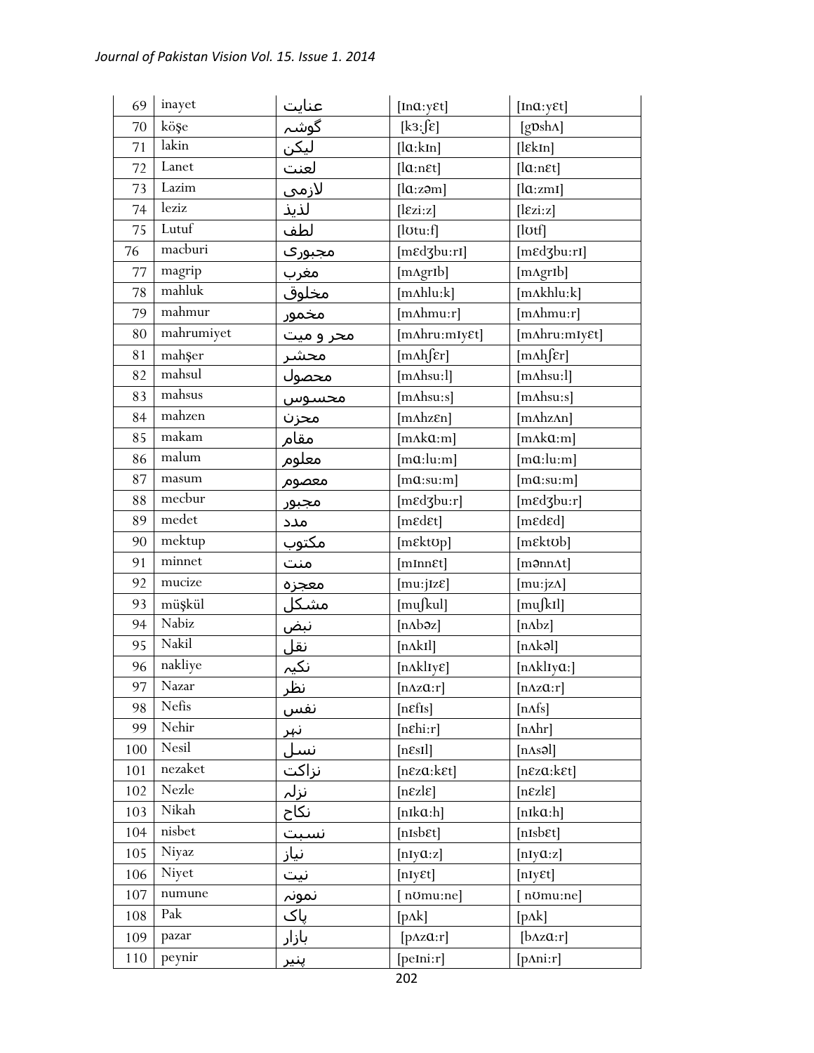| 69 | inayet | عنایت | [ɪnɑ:yɛt] | [ɪnɑ:yɛt] |
|---|---|---|---|---|
| 70 | köşe | گوشہ | [kɜ:ʃɛ] | [gɒshʌ] |
| 71 | lakin | لیکن | [lɑ:kɪn] | [lɛkɪn] |
| 72 | Lanet | لعنت | [lɑ:nɛt] | [lɑ:nɛt] |
| 73 | Lazim | لازمی | [lɑ:zəm] | [lɑ:zmɪ] |
| 74 | leziz | لذیذ | [lɛzi:z] | [lɛzi:z] |
| 75 | Lutuf | لطف | [lʊtu:f] | [lʊtf] |
| 76 | macburi | مجبوری | [mɛdʒbu:rɪ] | [mɛdʒbu:rɪ] |
| 77 | magrip | مغرب | [mʌgrɪb] | [mʌgrɪb] |
| 78 | mahluk | مخلوق | [mʌhlu:k] | [mʌkhlu:k] |
| 79 | mahmur | مخمور | [mʌhmu:r] | [mʌhmu:r] |
| 80 | mahrumiyet | محر و میت | [mʌhru:mɪyɛt] | [mʌhru:mɪyɛt] |
| 81 | mahşer | محشر | [mʌhʃɛr] | [mʌhʃɛr] |
| 82 | mahsul | محصول | [mʌhsu:l] | [mʌhsu:l] |
| 83 | mahsus | محسوس | [mʌhsu:s] | [mʌhsu:s] |
| 84 | mahzen | محزن | [mʌhzɛn] | [mʌhzʌn] |
| 85 | makam | مقام | [mʌkɑ:m] | [mʌkɑ:m] |
| 86 | malum | معلوم | [mɑ:lu:m] | [mɑ:lu:m] |
| 87 | masum | معصوم | [mɑ:su:m] | [mɑ:su:m] |
| 88 | mecbur | مجبور | [mɛdʒbu:r] | [mɛdʒbu:r] |
| 89 | medet | مدد | [mɛdɛt] | [mɛdɛd] |
| 90 | mektup | مکتوب | [mɛktʊp] | [mɛktʊb] |
| 91 | minnet | منت | [mɪnnɛt] | [mənnʌt] |
| 92 | mucize | معجزہ | [mu:jɪzɛ] | [mu:jzʌ] |
| 93 | müşkül | مشکل | [muʃkul] | [muʃkɪl] |
| 94 | Nabiz | نبض | [nʌbəz] | [nʌbz] |
| 95 | Nakil | نقل | [nʌkɪl] | [nʌkəl] |
| 96 | nakliye | نکیہ | [nʌklɪyɛ] | [nʌklɪyɑ:] |
| 97 | Nazar | نظر | [nʌzɑ:r] | [nʌzɑ:r] |
| 98 | Nefis | نفس | [nɛfɪs] | [nʌfs] |
| 99 | Nehir | نہر | [nɛhi:r] | [nʌhr] |
| 100 | Nesil | نسل | [nɛsɪl] | [nʌsəl] |
| 101 | nezaket | نزاکت | [nɛzɑ:kɛt] | [nɛzɑ:kɛt] |
| 102 | Nezle | نزلہ | [nɛzlɛ] | [nɛzlɛ] |
| 103 | Nikah | نکاح | [nɪkɑ:h] | [nɪkɑ:h] |
| 104 | nisbet | نسبت | [nɪsbɛt] | [nɪsbɛt] |
| 105 | Niyaz | نیاز | [nɪyɑ:z] | [nɪyɑ:z] |
| 106 | Niyet | نیت | [nɪyɛt] | [nɪyɛt] |
| 107 | numune | نمونہ | [ nʊmu:ne] | [ nʊmu:ne] |
| 108 | Pak | پاک | [pʌk] | [pʌk] |
| 109 | pazar | بازار | [pʌzɑ:r] | [bʌzɑ:r] |
| 110 | peynir | پنیر | [peɪni:r] | [pʌni:r] |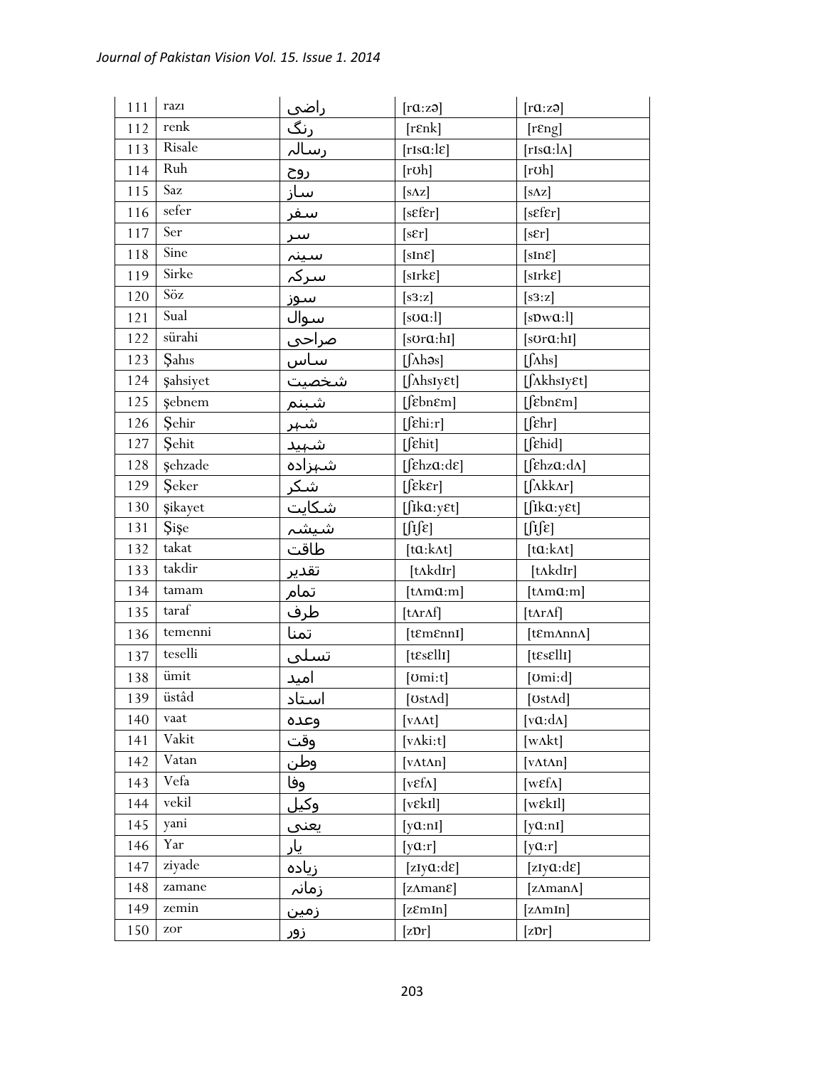| 111 | razı | راضی | [rɑ:zə] | [rɑ:zə] |
|---|---|---|---|---|
| 112 | renk | رنگ | [rɛnk] | [rɛng] |
| 113 | Risale | رسالہ | [rɪsɑ:lɛ] | [rɪsɑ:lʌ] |
| 114 | Ruh | روح | [rʊh] | [rʊh] |
| 115 | Saz | ساز | [sʌz] | [sʌz] |
| 116 | sefer | سفر | [sɛfɛr] | [sɛfɛr] |
| 117 | Ser | سر | [sɛr] | [sɛr] |
| 118 | Sine | سینہ | [sɪnɛ] | [sɪnɛ] |
| 119 | Sirke | سرکہ | [sɪrkɛ] | [sɪrkɛ] |
| 120 | Söz | سوز | [sɜ:z] | [sɜ:z] |
| 121 | Sual | سوال | [sʊɑ:l] | [sɒwɑ:l] |
| 122 | sürahi | صراحی | [sʊrɑ:hɪ] | [sʊrɑ:hɪ] |
| 123 | Şahıs | ساس | [ʃʌhəs] | [ʃʌhs] |
| 124 | şahsiyet | شخصیت | [ʃʌhsɪyɛt] | [ʃʌkhsɪyɛt] |
| 125 | şebnem | شبنم | [ʃɛbnɛm] | [ʃɛbnɛm] |
| 126 | Şehir | شہر | [ʃɛhi:r] | [ʃɛhr] |
| 127 | Şehit | شہید | [ʃɛhit] | [ʃɛhid] |
| 128 | şehzade | شہزادہ | [ʃɛhzɑ:dɛ] | [ʃɛhzɑ:dʌ] |
| 129 | Şeker | شکر | [ʃɛkɛr] | [ʃʌkkʌr] |
| 130 | şikayet | شکایت | [ʃɪkɑ:yɛt] | [ʃɪkɑ:yɛt] |
| 131 | Şişe | شیشہ | [ʃɪʃɛ] | [ʃɪʃɛ] |
| 132 | takat | طاقت | [tɑ:kʌt] | [tɑ:kʌt] |
| 133 | takdir | تقدیر | [tʌkdɪr] | [tʌkdɪr] |
| 134 | tamam | تمام | [tʌmɑ:m] | [tʌmɑ:m] |
| 135 | taraf | طرف | [tʌrʌf] | [tʌrʌf] |
| 136 | temenni | تمنا | [tɛmɛnnɪ] | [tɛmʌnnʌ] |
| 137 | teselli | تسلی | [tɛsɛllɪ] | [tɛsɛllɪ] |
| 138 | ümit | امید | [ʊmi:t] | [ʊmi:d] |
| 139 | üstâd | استاد | [ʊstʌd] | [ʊstʌd] |
| 140 | vaat | وعدہ | [vʌʌt] | [vɑ:dʌ] |
| 141 | Vakit | وقت | [vʌki:t] | [wʌkt] |
| 142 | Vatan | وطن | [vʌtʌn] | [vʌtʌn] |
| 143 | Vefa | وفا | [vɛfʌ] | [wɛfʌ] |
| 144 | vekil | وکیل | [vɛkɪl] | [wɛkɪl] |
| 145 | yani | یعنی | [yɑ:nɪ] | [yɑ:nɪ] |
| 146 | Yar | یار | [yɑ:r] | [yɑ:r] |
| 147 | ziyade | زیادہ | [zɪyɑ:dɛ] | [zɪyɑ:dɛ] |
| 148 | zamane | زمانہ | [zʌmanɛ] | [zʌmanʌ] |
| 149 | zemin | زمین | [zɛmɪn] | [zʌmɪn] |
| 150 | zor | زور | [zɒr] | [zɒr] |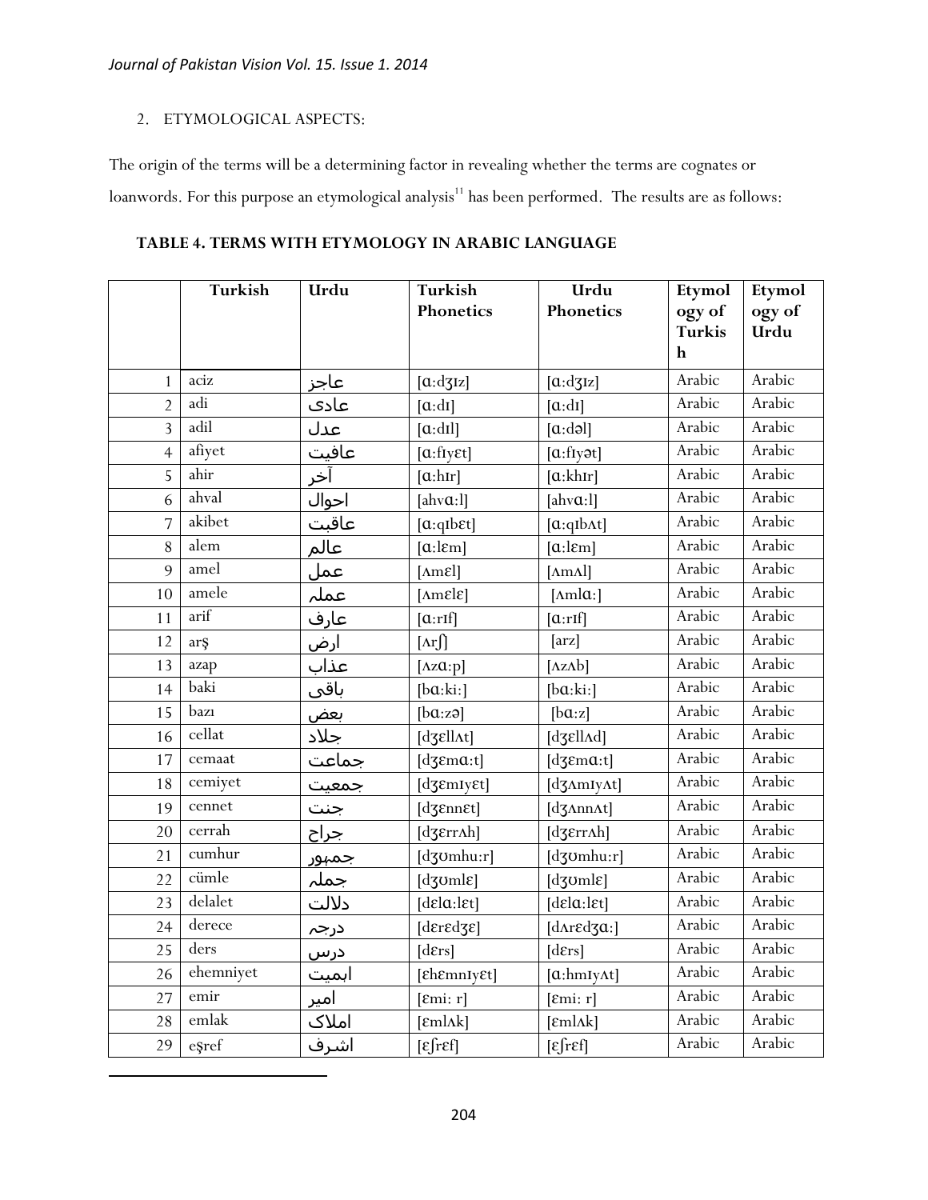2. ETYMOLOGICAL ASPECTS:

The origin of the terms will be a determining factor in revealing whether the terms are cognates or loanwords. For this purpose an etymological analysis[11] has been performed. The results are as follows:

**TABLE 4. TERMS WITH ETYMOLOGY IN ARABIC LANGUAGE**

| | Turkish | Urdu | Turkish Phonetics | Urdu Phonetics | Etymology of Turkish | Etymology of Urdu |
|---|---|---|---|---|---|---|
| 1 | aciz | عاجز | [ɑ:dʒɪz] | [ɑ:dʒɪz] | Arabic | Arabic |
| 2 | adi | عادی | [ɑ:dɪ] | [ɑ:dɪ] | Arabic | Arabic |
| 3 | adil | عدل | [ɑ:dɪl] | [ɑ:dəl] | Arabic | Arabic |
| 4 | afiyet | عافیت | [ɑ:fɪyɛt] | [ɑ:fɪyət] | Arabic | Arabic |
| 5 | ahir | آخر | [ɑ:hɪr] | [ɑ:khɪr] | Arabic | Arabic |
| 6 | ahval | احوال | [ahvɑ:l] | [ahvɑ:l] | Arabic | Arabic |
| 7 | akibet | عاقبت | [ɑ:qɪbɛt] | [ɑ:qɪbʌt] | Arabic | Arabic |
| 8 | alem | عالم | [ɑ:lɛm] | [ɑ:lɛm] | Arabic | Arabic |
| 9 | amel | عمل | [ʌmɛl] | [ʌmʌl] | Arabic | Arabic |
| 10 | amele | عملہ | [ʌmɛlɛ] | [ʌmlɑ:] | Arabic | Arabic |
| 11 | arif | عارف | [ɑ:rɪf] | [ɑ:rɪf] | Arabic | Arabic |
| 12 | arş | ارض | [ʌrʃ] | [arz] | Arabic | Arabic |
| 13 | azap | عذاب | [ʌzɑ:p] | [ʌzʌb] | Arabic | Arabic |
| 14 | baki | باقی | [bɑ:ki:] | [bɑ:ki:] | Arabic | Arabic |
| 15 | bazı | بعض | [bɑ:zə] | [bɑ:z] | Arabic | Arabic |
| 16 | cellat | جلاد | [dʒɛllʌt] | [dʒɛllʌd] | Arabic | Arabic |
| 17 | cemaat | جماعت | [dʒɛmɑ:t] | [dʒɛmɑ:t] | Arabic | Arabic |
| 18 | cemiyet | جمعیت | [dʒɛmɪyɛt] | [dʒʌmɪyʌt] | Arabic | Arabic |
| 19 | cennet | جنت | [dʒɛnnɛt] | [dʒʌnnʌt] | Arabic | Arabic |
| 20 | cerrah | جراح | [dʒɛrrʌh] | [dʒɛrrʌh] | Arabic | Arabic |
| 21 | cumhur | جمہور | [dʒʊmhu:r] | [dʒʊmhu:r] | Arabic | Arabic |
| 22 | cümle | جملہ | [dʒʊmlɛ] | [dʒʊmlɛ] | Arabic | Arabic |
| 23 | delalet | دلالت | [dɛlɑ:lɛt] | [dɛlɑ:lɛt] | Arabic | Arabic |
| 24 | derece | درجہ | [dɛrɛdʒɛ] | [dʌrɛdʒɑ:] | Arabic | Arabic |
| 25 | ders | درس | [dɛrs] | [dɛrs] | Arabic | Arabic |
| 26 | ehemniyet | اہمیت | [ɛhɛmnɪyɛt] | [ɑ:hmɪyʌt] | Arabic | Arabic |
| 27 | emir | امیر | [ɛmi: r] | [ɛmi: r] | Arabic | Arabic |
| 28 | emlak | املاک | [ɛmlʌk] | [ɛmlʌk] | Arabic | Arabic |
| 29 | eşref | اشرف | [ɛʃrɛf] | [ɛʃrɛf] | Arabic | Arabic |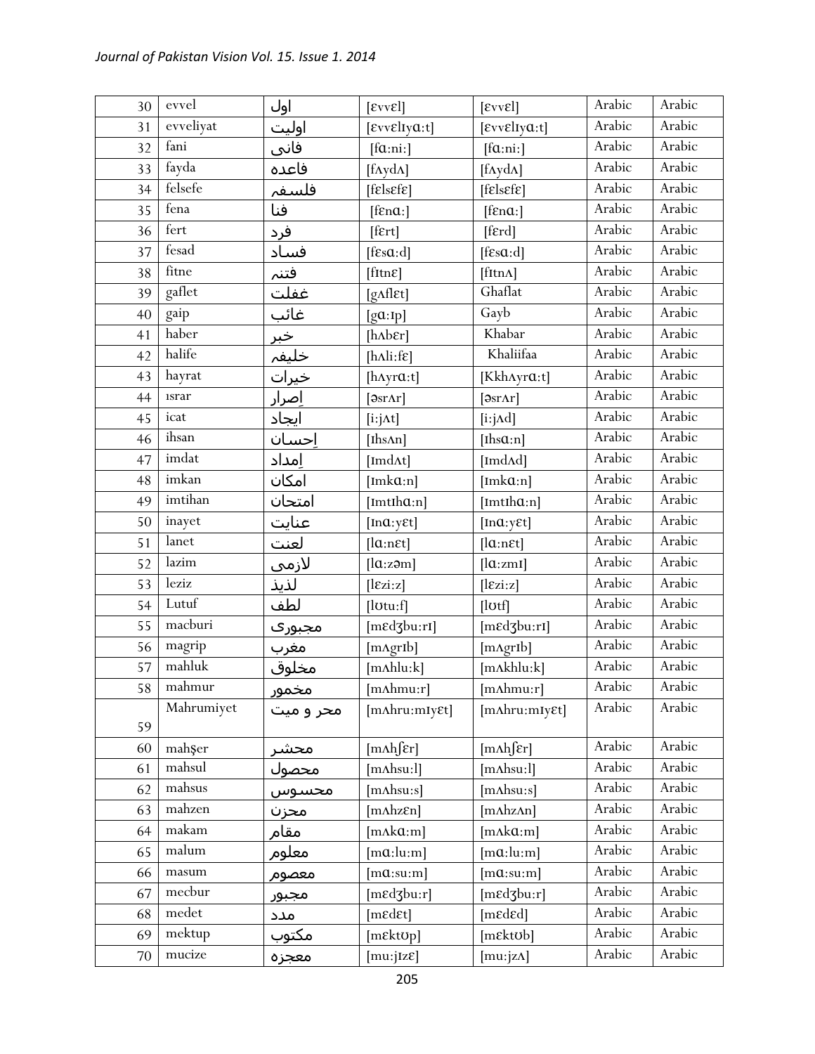| 30 | evvel | اول | [ɛvvɛl] | [ɛvvɛl] | Arabic | Arabic |
|---|---|---|---|---|---|---|
| 31 | evveliyat | اولیت | [ɛvvɛlɪyɑ:t] | [ɛvvɛlɪyɑ:t] | Arabic | Arabic |
| 32 | fani | فانی | [fɑ:ni:] | [fɑ:ni:] | Arabic | Arabic |
| 33 | fayda | فاعدہ | [fʌydʌ] | [fʌydʌ] | Arabic | Arabic |
| 34 | felsefe | فلسفہ | [fɛlsɛfɛ] | [fɛlsɛfɛ] | Arabic | Arabic |
| 35 | fena | فنا | [fɛnɑ:] | [fɛnɑ:] | Arabic | Arabic |
| 36 | fert | فرد | [fɛrt] | [fɛrd] | Arabic | Arabic |
| 37 | fesad | فساد | [fɛsɑ:d] | [fɛsɑ:d] | Arabic | Arabic |
| 38 | fitne | فتنہ | [fɪtnɛ] | [fɪtnʌ] | Arabic | Arabic |
| 39 | gaflet | غفلت | [gʌflɛt] | Ghaflat | Arabic | Arabic |
| 40 | gaip | غائب | [gɑ:ɪp] | Gayb | Arabic | Arabic |
| 41 | haber | خبر | [hʌbɛr] | Khabar | Arabic | Arabic |
| 42 | halife | خلیفہ | [hʌli:fɛ] | Khaliifaa | Arabic | Arabic |
| 43 | hayrat | خیرات | [hʌyrɑ:t] | [Kkhʌyrɑ:t] | Arabic | Arabic |
| 44 | ısrar | اِصرار | [əsrʌr] | [əsrʌr] | Arabic | Arabic |
| 45 | icat | ایجاد | [i:jʌt] | [i:jʌd] | Arabic | Arabic |
| 46 | ihsan | اِحسان | [ɪhsʌn] | [ɪhsɑ:n] | Arabic | Arabic |
| 47 | imdat | اِمداد | [ɪmdʌt] | [ɪmdʌd] | Arabic | Arabic |
| 48 | imkan | امکان | [ɪmkɑ:n] | [ɪmkɑ:n] | Arabic | Arabic |
| 49 | imtihan | امتحان | [ɪmtɪhɑ:n] | [ɪmtɪhɑ:n] | Arabic | Arabic |
| 50 | inayet | عنایت | [ɪnɑ:yɛt] | [ɪnɑ:yɛt] | Arabic | Arabic |
| 51 | lanet | لعنت | [lɑ:nɛt] | [lɑ:nɛt] | Arabic | Arabic |
| 52 | lazim | لازمی | [lɑ:zəm] | [lɑ:zmɪ] | Arabic | Arabic |
| 53 | leziz | لذیذ | [lɛzi:z] | [lɛzi:z] | Arabic | Arabic |
| 54 | Lutuf | لطف | [lʊtu:f] | [lʊtf] | Arabic | Arabic |
| 55 | macburi | مجبوری | [mɛdʒbu:rɪ] | [mɛdʒbu:rɪ] | Arabic | Arabic |
| 56 | magrip | مغرب | [mʌgrɪb] | [mʌgrɪb] | Arabic | Arabic |
| 57 | mahluk | مخلوق | [mʌhlu:k] | [mʌkhlu:k] | Arabic | Arabic |
| 58 | mahmur | مخمور | [mʌhmu:r] | [mʌhmu:r] | Arabic | Arabic |
| 59 | Mahrumiyet | محر و میت | [mʌhru:mɪyɛt] | [mʌhru:mɪyɛt] | Arabic | Arabic |
| 60 | mahşer | محشر | [mʌhʃɛr] | [mʌhʃɛr] | Arabic | Arabic |
| 61 | mahsul | محصول | [mʌhsu:l] | [mʌhsu:l] | Arabic | Arabic |
| 62 | mahsus | محسوس | [mʌhsu:s] | [mʌhsu:s] | Arabic | Arabic |
| 63 | mahzen | محزن | [mʌhzɛn] | [mʌhzʌn] | Arabic | Arabic |
| 64 | makam | مقام | [mʌkɑ:m] | [mʌkɑ:m] | Arabic | Arabic |
| 65 | malum | معلوم | [mɑ:lu:m] | [mɑ:lu:m] | Arabic | Arabic |
| 66 | masum | معصوم | [mɑ:su:m] | [mɑ:su:m] | Arabic | Arabic |
| 67 | mecbur | مجبور | [mɛdʒbu:r] | [mɛdʒbu:r] | Arabic | Arabic |
| 68 | medet | مدد | [mɛdɛt] | [mɛdɛd] | Arabic | Arabic |
| 69 | mektup | مکتوب | [mɛktʊp] | [mɛktʊb] | Arabic | Arabic |
| 70 | mucize | معجزہ | [mu:jɪzɛ] | [mu:jzʌ] | Arabic | Arabic |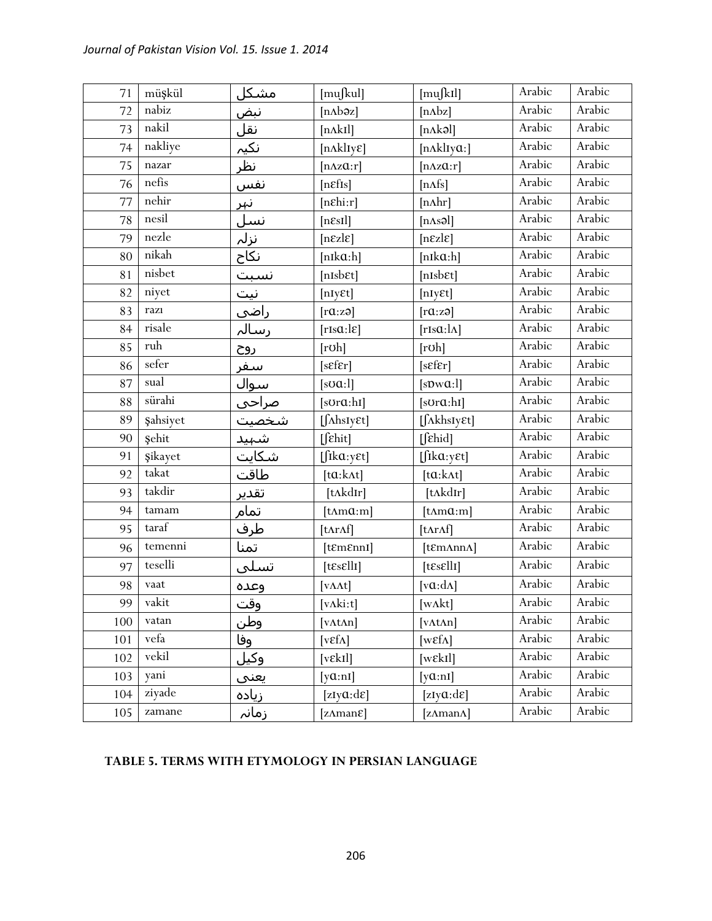| 71 | müşkül | مشکل | [mʊʃkul] | [mʊʃkɪl] | Arabic | Arabic |
|---|---|---|---|---|---|---|
| 72 | nabiz | نبض | [nʌbəz] | [nʌbz] | Arabic | Arabic |
| 73 | nakil | نقل | [nʌkɪl] | [nʌkəl] | Arabic | Arabic |
| 74 | nakliye | نکیہ | [nʌklɪyɛ] | [nʌklɪyɑ:] | Arabic | Arabic |
| 75 | nazar | نظر | [nʌzɑ:r] | [nʌzɑ:r] | Arabic | Arabic |
| 76 | nefis | نفس | [nɛfɪs] | [nʌfs] | Arabic | Arabic |
| 77 | nehir | نہر | [nɛhi:r] | [nʌhr] | Arabic | Arabic |
| 78 | nesil | نسل | [nɛsɪl] | [nʌsəl] | Arabic | Arabic |
| 79 | nezle | نزلہ | [nɛzlɛ] | [nɛzlɛ] | Arabic | Arabic |
| 80 | nikah | نکاح | [nɪkɑ:h] | [nɪkɑ:h] | Arabic | Arabic |
| 81 | nisbet | نسبت | [nɪsbɛt] | [nɪsbɛt] | Arabic | Arabic |
| 82 | niyet | نیت | [nɪyɛt] | [nɪyɛt] | Arabic | Arabic |
| 83 | razı | راضی | [rɑ:zə] | [rɑ:zə] | Arabic | Arabic |
| 84 | risale | رسالہ | [rɪsɑ:lɛ] | [rɪsɑ:lʌ] | Arabic | Arabic |
| 85 | ruh | روح | [rʊh] | [rʊh] | Arabic | Arabic |
| 86 | sefer | سفر | [sɛfɛr] | [sɛfɛr] | Arabic | Arabic |
| 87 | sual | سوال | [sʊɑ:l] | [sɒwɑ:l] | Arabic | Arabic |
| 88 | sürahi | صراحی | [sʊrɑ:hɪ] | [sʊrɑ:hɪ] | Arabic | Arabic |
| 89 | şahsiyet | شخصیت | [ʃʌhsɪyɛt] | [ʃʌkhsɪyɛt] | Arabic | Arabic |
| 90 | şehit | شہید | [ʃɛhit] | [ʃɛhid] | Arabic | Arabic |
| 91 | şikayet | شکایت | [ʃɪkɑ:yɛt] | [ʃɪkɑ:yɛt] | Arabic | Arabic |
| 92 | takat | طاقت | [tɑ:kʌt] | [tɑ:kʌt] | Arabic | Arabic |
| 93 | takdir | تقدیر | [tʌkdɪr] | [tʌkdɪr] | Arabic | Arabic |
| 94 | tamam | تمام | [tʌmɑ:m] | [tʌmɑ:m] | Arabic | Arabic |
| 95 | taraf | طرف | [tʌrʌf] | [tʌrʌf] | Arabic | Arabic |
| 96 | temenni | تمنا | [tɛmɛnnɪ] | [tɛmʌnnʌ] | Arabic | Arabic |
| 97 | teselli | تسلی | [tɛsɛllɪ] | [tɛsɛllɪ] | Arabic | Arabic |
| 98 | vaat | وعدہ | [vʌʌt] | [vɑ:dʌ] | Arabic | Arabic |
| 99 | vakit | وقت | [vʌki:t] | [wʌkt] | Arabic | Arabic |
| 100 | vatan | وطن | [vʌtʌn] | [vʌtʌn] | Arabic | Arabic |
| 101 | vefa | وفا | [vɛfʌ] | [wɛfʌ] | Arabic | Arabic |
| 102 | vekil | وکیل | [vɛkɪl] | [wɛkɪl] | Arabic | Arabic |
| 103 | yani | یعنی | [yɑ:nɪ] | [yɑ:nɪ] | Arabic | Arabic |
| 104 | ziyade | زیادہ | [zɪyɑ:dɛ] | [zɪyɑ:dɛ] | Arabic | Arabic |
| 105 | zamane | زمانہ | [zʌmanɛ] | [zʌmanʌ] | Arabic | Arabic |

**TABLE 5. TERMS WITH ETYMOLOGY IN PERSIAN LANGUAGE**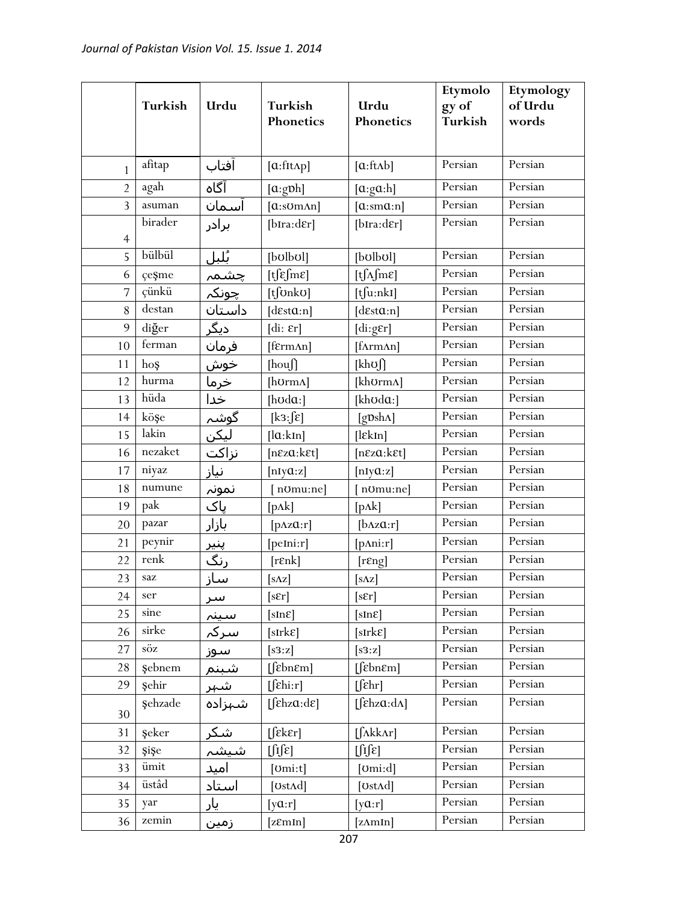|  | Turkish | Urdu | Turkish Phonetics | Urdu Phonetics | Etymology of Turkish | Etymology of Urdu words |
|---|---|---|---|---|---|---|
| 1 | afitap | آفتاب | [ɑ:fɪtʌp] | [ɑ:ftʌb] | Persian | Persian |
| 2 | agah | آگاہ | [ɑ:gɒh] | [ɑ:gɑ:h] | Persian | Persian |
| 3 | asuman | آسمان | [ɑ:sʊmʌn] | [ɑ:smɑ:n] | Persian | Persian |
| 4 | birader | برادر | [bɪra:dɛr] | [bɪra:dɛr] | Persian | Persian |
| 5 | bülbül | بُلبل | [bʊlbʊl] | [bʊlbʊl] | Persian | Persian |
| 6 | çeşme | چشمہ | [tʃɛʃmɛ] | [tʃʌʃmɛ] | Persian | Persian |
| 7 | çünkü | چونکہ | [tʃʊnkʊ] | [tʃu:nkɪ] | Persian | Persian |
| 8 | destan | داستان | [dɛstɑ:n] | [dɛstɑ:n] | Persian | Persian |
| 9 | diğer | دیگر | [di: ɛr] | [di:gɛr] | Persian | Persian |
| 10 | ferman | فرمان | [fɛrmʌn] | [fʌrmʌn] | Persian | Persian |
| 11 | hoş | خوش | [houʃ] | [khʊʃ] | Persian | Persian |
| 12 | hurma | خرما | [hʊrmʌ] | [khʊrmʌ] | Persian | Persian |
| 13 | hüda | خدا | [hʊdɑ:] | [khʊdɑ:] | Persian | Persian |
| 14 | köşe | گوشہ | [kɜ:ʃɛ] | [gɒshʌ] | Persian | Persian |
| 15 | lakin | لیکن | [lɑ:kɪn] | [lɛkɪn] | Persian | Persian |
| 16 | nezaket | نزاکت | [nɛzɑ:kɛt] | [nɛzɑ:kɛt] | Persian | Persian |
| 17 | niyaz | نیاز | [nɪyɑ:z] | [nɪyɑ:z] | Persian | Persian |
| 18 | numune | نمونہ | [ nʊmu:ne] | [ nʊmu:ne] | Persian | Persian |
| 19 | pak | پاک | [pʌk] | [pʌk] | Persian | Persian |
| 20 | pazar | بازار | [pʌzɑ:r] | [bʌzɑ:r] | Persian | Persian |
| 21 | peynir | پنیر | [peɪni:r] | [pʌni:r] | Persian | Persian |
| 22 | renk | رنگ | [rɛnk] | [rɛng] | Persian | Persian |
| 23 | saz | ساز | [sʌz] | [sʌz] | Persian | Persian |
| 24 | ser | سر | [sɛr] | [sɛr] | Persian | Persian |
| 25 | sine | سینہ | [sɪnɛ] | [sɪnɛ] | Persian | Persian |
| 26 | sirke | سرکہ | [sɪrkɛ] | [sɪrkɛ] | Persian | Persian |
| 27 | söz | سوز | [sɜ:z] | [sɜ:z] | Persian | Persian |
| 28 | şebnem | شبنم | [ʃɛbnɛm] | [ʃɛbnɛm] | Persian | Persian |
| 29 | şehir | شہر | [ʃɛhi:r] | [ʃɛhr] | Persian | Persian |
| 30 | şehzade | شہزادہ | [ʃɛhzɑ:dɛ] | [ʃɛhzɑ:dʌ] | Persian | Persian |
| 31 | şeker | شکر | [ʃɛkɛr] | [ʃʌkkʌr] | Persian | Persian |
| 32 | şişe | شیشہ | [ʃɪʃɛ] | [ʃɪʃɛ] | Persian | Persian |
| 33 | ümit | امید | [ʊmi:t] | [ʊmi:d] | Persian | Persian |
| 34 | üstâd | استاد | [ʊstʌd] | [ʊstʌd] | Persian | Persian |
| 35 | yar | یار | [yɑ:r] | [yɑ:r] | Persian | Persian |
| 36 | zemin | زمین | [zɛmɪn] | [zʌmɪn] | Persian | Persian |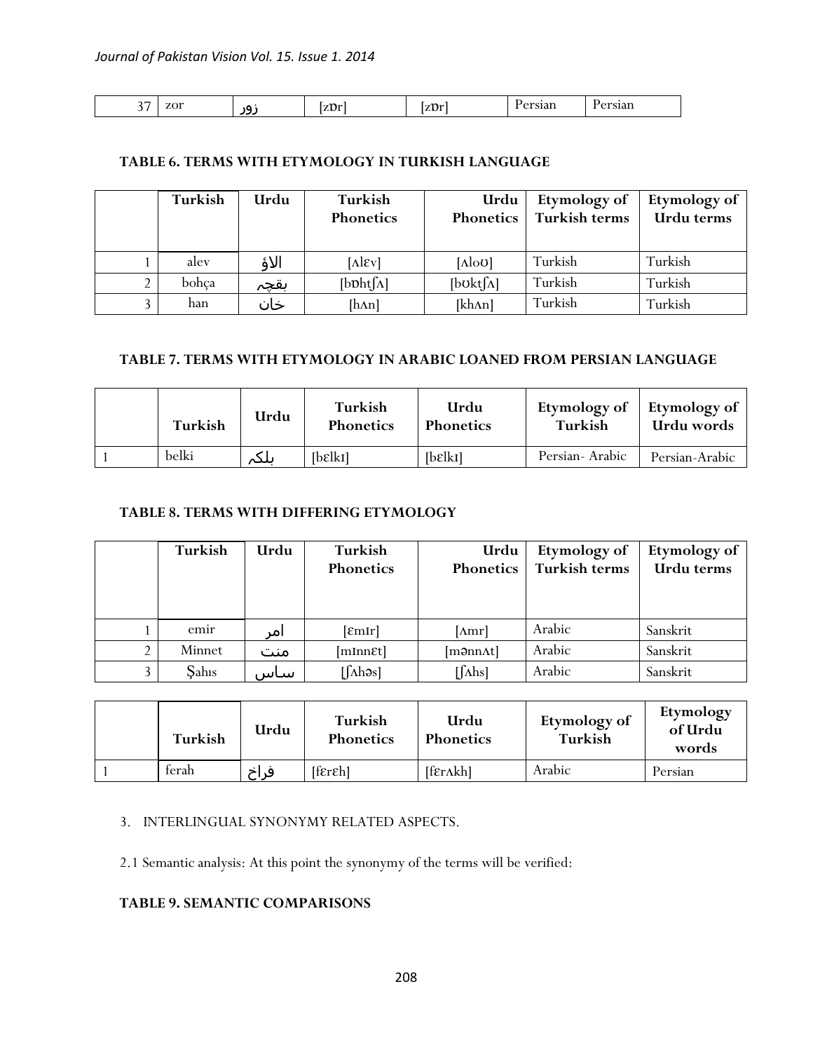| 37 | zor | زور | [zɒr] | [zɒr] | Persian | Persian |
|---|---|---|---|---|---|---|

**TABLE 6. TERMS WITH ETYMOLOGY IN TURKISH LANGUAGE**

| | Turkish | Urdu | Turkish Phonetics | Urdu Phonetics | Etymology of Turkish terms | Etymology of Urdu terms |
|---|---|---|---|---|---|---|
| 1 | alev | الاؤ | [ʌlɛv] | [ʌloʊ] | Turkish | Turkish |
| 2 | bohça | بقچہ | [bɒhtʃʌ] | [bʊktʃʌ] | Turkish | Turkish |
| 3 | han | خان | [hʌn] | [khʌn] | Turkish | Turkish |

**TABLE 7. TERMS WITH ETYMOLOGY IN ARABIC LOANED FROM PERSIAN LANGUAGE**

| | Turkish | Urdu | Turkish Phonetics | Urdu Phonetics | Etymology of Turkish | Etymology of Urdu words |
|---|---|---|---|---|---|---|
| 1 | belki | بلکہ | [bɛlkɪ] | [bɛlkɪ] | Persian- Arabic | Persian-Arabic |

**TABLE 8. TERMS WITH DIFFERING ETYMOLOGY**

| | Turkish | Urdu | Turkish Phonetics | Urdu Phonetics | Etymology of Turkish terms | Etymology of Urdu terms |
|---|---|---|---|---|---|---|
| 1 | emir | امر | [ɛmɪr] | [ʌmr] | Arabic | Sanskrit |
| 2 | Minnet | منت | [mɪnnɛt] | [mənnʌt] | Arabic | Sanskrit |
| 3 | Şahıs | ساس | [ʃʌhəs] | [ʃʌhs] | Arabic | Sanskrit |

| | Turkish | Urdu | Turkish Phonetics | Urdu Phonetics | Etymology of Turkish | Etymology of Urdu words |
|---|---|---|---|---|---|---|
| 1 | ferah | فراخ | [fɛrɛh] | [fɛrʌkh] | Arabic | Persian |

3. INTERLINGUAL SYNONYMY RELATED ASPECTS.

2.1 Semantic analysis: At this point the synonymy of the terms will be verified:

**TABLE 9. SEMANTIC COMPARISONS**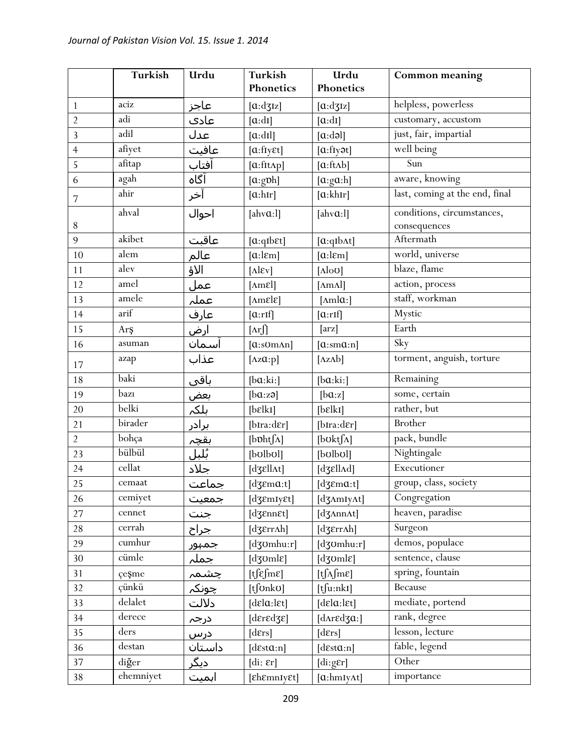|  | Turkish | Urdu | Turkish Phonetics | Urdu Phonetics | Common meaning |
|---|---|---|---|---|---|
| 1 | aciz | عاجز | [ɑ:dʒɪz] | [ɑ:dʒɪz] | helpless, powerless |
| 2 | adi | عادی | [ɑ:dɪ] | [ɑ:dɪ] | customary, accustom |
| 3 | adil | عدل | [ɑ:dɪl] | [ɑ:dəl] | just, fair, impartial |
| 4 | afiyet | عافیت | [ɑ:fɪyɛt] | [ɑ:fɪyət] | well being |
| 5 | afitap | آفتاب | [ɑ:fɪtʌp] | [ɑ:ftʌb] | Sun |
| 6 | agah | آگاہ | [ɑ:gɒh] | [ɑ:gɑ:h] | aware, knowing |
| 7 | ahir | آخر | [ɑ:hɪr] | [ɑ:khɪr] | last, coming at the end, final |
| 8 | ahval | احوال | [ahvɑ:l] | [ahvɑ:l] | conditions, circumstances, consequences |
| 9 | akibet | عاقبت | [ɑ:qɪbɛt] | [ɑ:qɪbʌt] | Aftermath |
| 10 | alem | عالم | [ɑ:lɛm] | [ɑ:lɛm] | world, universe |
| 11 | alev | الاؤ | [ʌlɛv] | [ʌloʊ] | blaze, flame |
| 12 | amel | عمل | [ʌmɛl] | [ʌmʌl] | action, process |
| 13 | amele | عملہ | [ʌmɛlɛ] | [ʌmlɑ:] | staff, workman |
| 14 | arif | عارف | [ɑ:rɪf] | [ɑ:rɪf] | Mystic |
| 15 | Arş | ارض | [ʌrʃ] | [arz] | Earth |
| 16 | asuman | آسمان | [ɑ:sʊmʌn] | [ɑ:smɑ:n] | Sky |
| 17 | azap | عذاب | [ʌzɑ:p] | [ʌzʌb] | torment, anguish, torture |
| 18 | baki | باقی | [bɑ:ki:] | [bɑ:ki:] | Remaining |
| 19 | bazı | بعض | [bɑ:zə] | [bɑ:z] | some, certain |
| 20 | belki | بلکہ | [bɛlkɪ] | [bɛlkɪ] | rather, but |
| 21 | birader | برادر | [bɪra:dɛr] | [bɪra:dɛr] | Brother |
| 2 | bohça | بقچہ | [bɒhtʃʌ] | [bʊktʃʌ] | pack, bundle |
| 23 | bülbül | بُلبل | [bʊlbʊl] | [bʊlbʊl] | Nightingale |
| 24 | cellat | جلاد | [dʒɛllʌt] | [dʒɛllʌd] | Executioner |
| 25 | cemaat | جماعت | [dʒɛmɑ:t] | [dʒɛmɑ:t] | group, class, society |
| 26 | cemiyet | جمعیت | [dʒɛmɪyɛt] | [dʒʌmɪyʌt] | Congregation |
| 27 | cennet | جنت | [dʒɛnnɛt] | [dʒʌnnʌt] | heaven, paradise |
| 28 | cerrah | جراح | [dʒɛrrʌh] | [dʒɛrrʌh] | Surgeon |
| 29 | cumhur | جمہور | [dʒʊmhu:r] | [dʒʊmhu:r] | demos, populace |
| 30 | cümle | جملہ | [dʒʊmlɛ] | [dʒʊmlɛ] | sentence, clause |
| 31 | çeşme | چشمہ | [tʃɛʃmɛ] | [tʃʌʃmɛ] | spring, fountain |
| 32 | çünkü | چونکہ | [tʃʊnkʊ] | [tʃu:nkɪ] | Because |
| 33 | delalet | دلالت | [dɛlɑ:lɛt] | [dɛlɑ:lɛt] | mediate, portend |
| 34 | derece | درجہ | [dɛrɛdʒɛ] | [dʌrɛdʒɑ:] | rank, degree |
| 35 | ders | درس | [dɛrs] | [dɛrs] | lesson, lecture |
| 36 | destan | داستان | [dɛstɑ:n] | [dɛstɑ:n] | fable, legend |
| 37 | diğer | دیگر | [di: ɛr] | [di:gɛr] | Other |
| 38 | ehemniyet | اہمیت | [ɛhɛmnɪyɛt] | [ɑ:hmɪyʌt] | importance |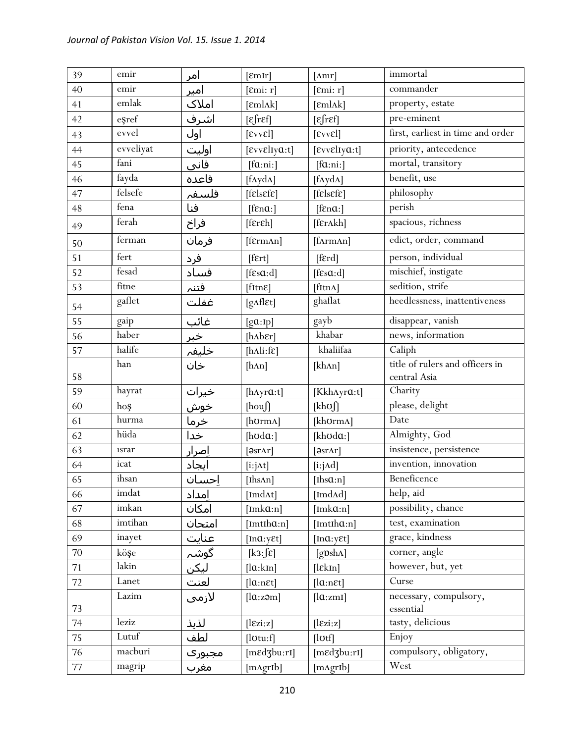| 39 | emir | امر | [ɛmɪr] | [ʌmr] | immortal |
|---|---|---|---|---|---|
| 40 | emir | امیر | [ɛmi: r] | [ɛmi: r] | commander |
| 41 | emlak | املاک | [ɛmlʌk] | [ɛmlʌk] | property, estate |
| 42 | eşref | اشرف | [ɛʃrɛf] | [ɛʃrɛf] | pre-eminent |
| 43 | evvel | اول | [ɛvvɛl] | [ɛvvɛl] | first, earliest in time and order |
| 44 | evveliyat | اولیت | [ɛvvɛlɪyɑ:t] | [ɛvvɛlɪyɑ:t] | priority, antecedence |
| 45 | fani | فانی | [fɑ:ni:] | [fɑ:ni:] | mortal, transitory |
| 46 | fayda | فاعدہ | [fʌydʌ] | [fʌydʌ] | benefit, use |
| 47 | felsefe | فلسفہ | [fɛlsɛfɛ] | [fɛlsɛfɛ] | philosophy |
| 48 | fena | فنا | [fɛnɑ:] | [fɛnɑ:] | perish |
| 49 | ferah | فراخ | [fɛrɛh] | [fɛrʌkh] | spacious, richness |
| 50 | ferman | فرمان | [fɛrmʌn] | [fʌrmʌn] | edict, order, command |
| 51 | fert | فرد | [fɛrt] | [fɛrd] | person, individual |
| 52 | fesad | فساد | [fɛsɑ:d] | [fɛsɑ:d] | mischief, instigate |
| 53 | fitne | فتنہ | [fɪtnɛ] | [fɪtnʌ] | sedition, strife |
| 54 | gaflet | غفلت | [gʌflɛt] | ghaflat | heedlessness, inattentiveness |
| 55 | gaip | غائب | [gɑ:ɪp] | gayb | disappear, vanish |
| 56 | haber | خبر | [hʌbɛr] | khabar | news, information |
| 57 | halife | خلیفہ | [hʌli:fɛ] | khaliifaa | Caliph |
| 58 | han | خان | [hʌn] | [khʌn] | title of rulers and officers in central Asia |
| 59 | hayrat | خیرات | [hʌyrɑ:t] | [Kkhʌyrɑ:t] | Charity |
| 60 | hoş | خوش | [houʃ] | [khʊʃ] | please, delight |
| 61 | hurma | خرما | [hʊrmʌ] | [khʊrmʌ] | Date |
| 62 | hüda | خدا | [hʊdɑ:] | [khʊdɑ:] | Almighty, God |
| 63 | ısrar | اِصرار | [əsrʌr] | [əsrʌr] | insistence, persistence |
| 64 | icat | ایجاد | [i:jʌt] | [i:jʌd] | invention, innovation |
| 65 | ihsan | اِحسان | [Ihsʌn] | [Ihsɑ:n] | Beneficence |
| 66 | imdat | اِمداد | [Imdʌt] | [Imdʌd] | help, aid |
| 67 | imkan | امکان | [Imkɑ:n] | [Imkɑ:n] | possibility, chance |
| 68 | imtihan | امتحان | [Imtɪhɑ:n] | [Imtɪhɑ:n] | test, examination |
| 69 | inayet | عنایت | [Inɑ:yɛt] | [Inɑ:yɛt] | grace, kindness |
| 70 | köşe | گوشہ | [kɜ:ʃɛ] | [gɒshʌ] | corner, angle |
| 71 | lakin | لیکن | [lɑ:kɪn] | [lɛkɪn] | however, but, yet |
| 72 | Lanet | لعنت | [lɑ:nɛt] | [lɑ:nɛt] | Curse |
| 73 | Lazim | لازمی | [lɑ:zəm] | [lɑ:zmɪ] | necessary, compulsory, essential |
| 74 | leziz | لذیذ | [lɛzi:z] | [lɛzi:z] | tasty, delicious |
| 75 | Lutuf | لطف | [lʊtu:f] | [lʊtf] | Enjoy |
| 76 | macburi | مجبوری | [mɛdʒbu:rɪ] | [mɛdʒbu:rɪ] | compulsory, obligatory, |
| 77 | magrip | مغرب | [mʌgrɪb] | [mʌgrɪb] | West |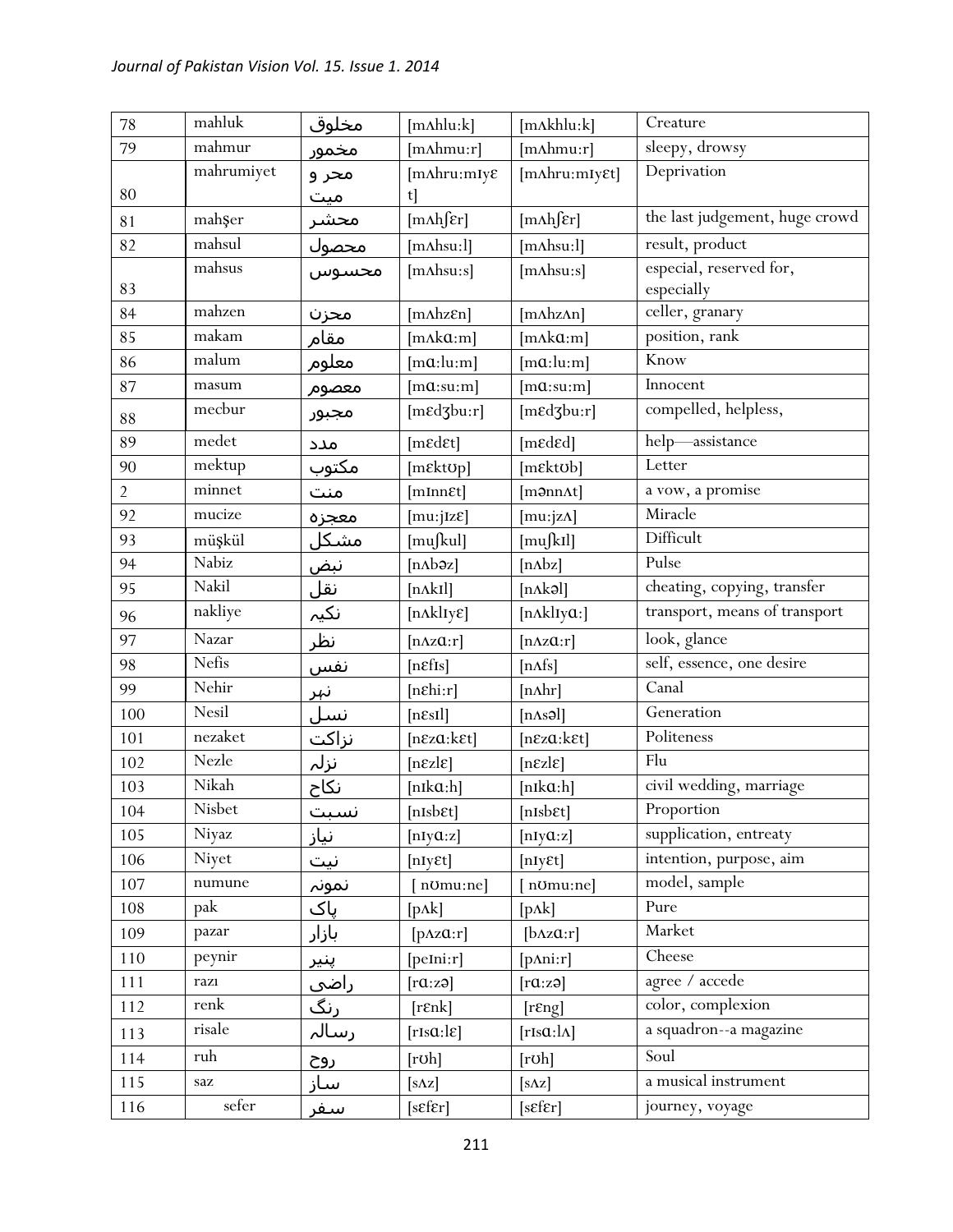| 78 | mahluk | مخلوق | [mʌhlu:k] | [mʌkhlu:k] | Creature |
|---|---|---|---|---|---|
| 79 | mahmur | مخمور | [mʌhmu:r] | [mʌhmu:r] | sleepy, drowsy |
| 80 | mahrumiyet | محر و میت | [mʌhru:mɪyɛt] | [mʌhru:mɪyɛt] | Deprivation |
| 81 | mahşer | محشر | [mʌhʃɛr] | [mʌhʃɛr] | the last judgement, huge crowd |
| 82 | mahsul | محصول | [mʌhsu:l] | [mʌhsu:l] | result, product |
| 83 | mahsus | محسوس | [mʌhsu:s] | [mʌhsu:s] | especial, reserved for, especially |
| 84 | mahzen | محزن | [mʌhzɛn] | [mʌhzʌn] | celler, granary |
| 85 | makam | مقام | [mʌkɑ:m] | [mʌkɑ:m] | position, rank |
| 86 | malum | معلوم | [mɑ:lu:m] | [mɑ:lu:m] | Know |
| 87 | masum | معصوم | [mɑ:su:m] | [mɑ:su:m] | Innocent |
| 88 | mecbur | مجبور | [mɛdʒbu:r] | [mɛdʒbu:r] | compelled, helpless, |
| 89 | medet | مدد | [mɛdɛt] | [mɛdɛd] | help—assistance |
| 90 | mektup | مکتوب | [mɛktʊp] | [mɛktʊb] | Letter |
| 2 | minnet | منت | [mɪnnɛt] | [mənnʌt] | a vow, a promise |
| 92 | mucize | معجزہ | [mu:jɪzɛ] | [mu:jzʌ] | Miracle |
| 93 | müşkül | مشکل | [muʃkul] | [muʃkɪl] | Difficult |
| 94 | Nabiz | نبض | [nʌbəz] | [nʌbz] | Pulse |
| 95 | Nakil | نقل | [nʌkɪl] | [nʌkəl] | cheating, copying, transfer |
| 96 | nakliye | نکیہ | [nʌklɪyɛ] | [nʌklɪyɑ:] | transport, means of transport |
| 97 | Nazar | نظر | [nʌzɑ:r] | [nʌzɑ:r] | look, glance |
| 98 | Nefis | نفس | [nɛfɪs] | [nʌfs] | self, essence, one desire |
| 99 | Nehir | نہر | [nɛhi:r] | [nʌhr] | Canal |
| 100 | Nesil | نسل | [nɛsɪl] | [nʌsəl] | Generation |
| 101 | nezaket | نزاکت | [nɛzɑ:kɛt] | [nɛzɑ:kɛt] | Politeness |
| 102 | Nezle | نزلہ | [nɛzlɛ] | [nɛzlɛ] | Flu |
| 103 | Nikah | نکاح | [nɪkɑ:h] | [nɪkɑ:h] | civil wedding, marriage |
| 104 | Nisbet | نسبت | [nɪsbɛt] | [nɪsbɛt] | Proportion |
| 105 | Niyaz | نیاز | [nɪyɑ:z] | [nɪyɑ:z] | supplication, entreaty |
| 106 | Niyet | نیت | [nɪyɛt] | [nɪyɛt] | intention, purpose, aim |
| 107 | numune | نمونہ | [ nʊmu:ne] | [ nʊmu:ne] | model, sample |
| 108 | pak | پاک | [pʌk] | [pʌk] | Pure |
| 109 | pazar | بازار | [pʌzɑ:r] | [bʌzɑ:r] | Market |
| 110 | peynir | پنیر | [peɪni:r] | [pʌni:r] | Cheese |
| 111 | razı | راضی | [rɑ:zə] | [rɑ:zə] | agree / accede |
| 112 | renk | رنگ | [rɛnk] | [rɛng] | color, complexion |
| 113 | risale | رسالہ | [rɪsɑ:lɛ] | [rɪsɑ:lʌ] | a squadron--a magazine |
| 114 | ruh | روح | [rʊh] | [rʊh] | Soul |
| 115 | saz | ساز | [sʌz] | [sʌz] | a musical instrument |
| 116 | sefer | سفر | [sɛfɛr] | [sɛfɛr] | journey, voyage |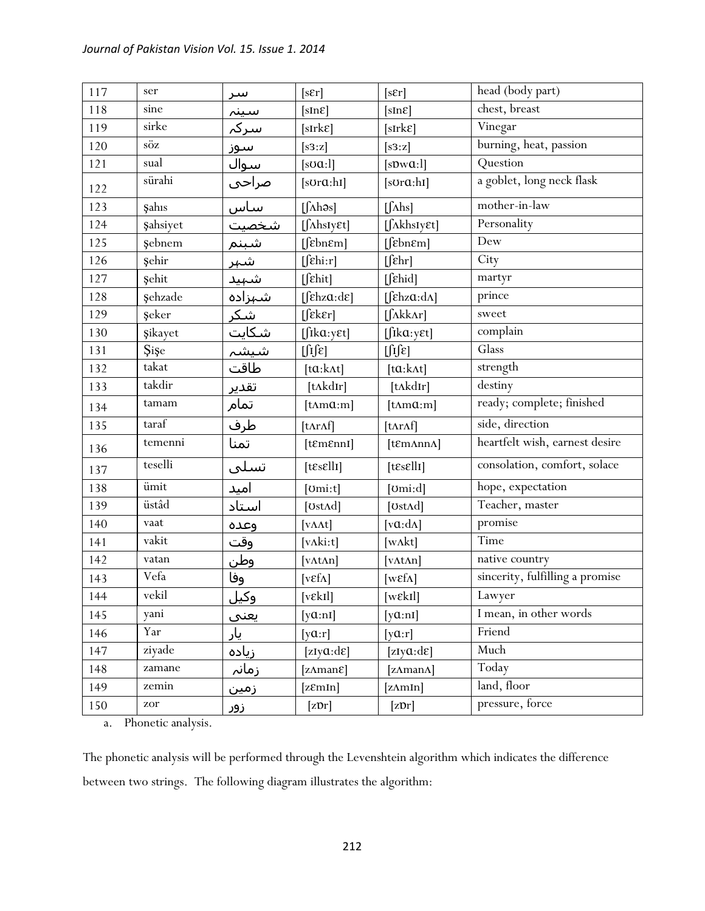| 117 | ser | سر | [sɛr] | [sɛr] | head (body part) |
|---|---|---|---|---|---|
| 118 | sine | سینہ | [sɪnɛ] | [sɪnɛ] | chest, breast |
| 119 | sirke | سرکہ | [sɪrkɛ] | [sɪrkɛ] | Vinegar |
| 120 | söz | سوز | [sɜ:z] | [sɜ:z] | burning, heat, passion |
| 121 | sual | سوال | [sʊɑ:l] | [sɒwɑ:l] | Question |
| 122 | sürahi | صراحی | [sʊrɑ:hɪ] | [sʊrɑ:hɪ] | a goblet, long neck flask |
| 123 | şahıs | ساس | [ʃʌhəs] | [ʃʌhs] | mother-in-law |
| 124 | şahsiyet | شخصیت | [ʃʌhsɪyɛt] | [ʃʌkhsɪyɛt] | Personality |
| 125 | şebnem | شبنم | [ʃɛbnɛm] | [ʃɛbnɛm] | Dew |
| 126 | şehir | شہر | [ʃɛhi:r] | [ʃɛhr] | City |
| 127 | şehit | شہید | [ʃɛhit] | [ʃɛhid] | martyr |
| 128 | şehzade | شہزادہ | [ʃɛhzɑ:dɛ] | [ʃɛhzɑ:dʌ] | prince |
| 129 | şeker | شکر | [ʃɛkɛr] | [ʃʌkkʌr] | sweet |
| 130 | şikayet | شکایت | [ʃɪkɑ:yɛt] | [ʃɪkɑ:yɛt] | complain |
| 131 | Şişe | شیشہ | [ʃɪʃɛ] | [ʃɪʃɛ] | Glass |
| 132 | takat | طاقت | [tɑ:kʌt] | [tɑ:kʌt] | strength |
| 133 | takdir | تقدیر | [tʌkdɪr] | [tʌkdɪr] | destiny |
| 134 | tamam | تمام | [tʌmɑ:m] | [tʌmɑ:m] | ready; complete; finished |
| 135 | taraf | طرف | [tʌrʌf] | [tʌrʌf] | side, direction |
| 136 | temenni | تمنا | [tɛmɛnnɪ] | [tɛmʌnnʌ] | heartfelt wish, earnest desire |
| 137 | teselli | تسلی | [tɛsɛllɪ] | [tɛsɛllɪ] | consolation, comfort, solace |
| 138 | ümit | امید | [ʊmi:t] | [ʊmi:d] | hope, expectation |
| 139 | üstâd | استاد | [ʊstʌd] | [ʊstʌd] | Teacher, master |
| 140 | vaat | وعدہ | [vʌʌt] | [vɑ:dʌ] | promise |
| 141 | vakit | وقت | [vʌki:t] | [wʌkt] | Time |
| 142 | vatan | وطن | [vʌtʌn] | [vʌtʌn] | native country |
| 143 | Vefa | وفا | [vɛfʌ] | [wɛfʌ] | sincerity, fulfilling a promise |
| 144 | vekil | وکیل | [vɛkɪl] | [wɛkɪl] | Lawyer |
| 145 | yani | یعنی | [yɑ:nɪ] | [yɑ:nɪ] | I mean, in other words |
| 146 | Yar | یار | [yɑ:r] | [yɑ:r] | Friend |
| 147 | ziyade | زیادہ | [zɪyɑ:dɛ] | [zɪyɑ:dɛ] | Much |
| 148 | zamane | زمانہ | [zʌmanɛ] | [zʌmanʌ] | Today |
| 149 | zemin | زمین | [zɛmɪn] | [zʌmɪn] | land, floor |
| 150 | zor | زور | [zɒr] | [zɒr] | pressure, force |

a. Phonetic analysis.

The phonetic analysis will be performed through the Levenshtein algorithm which indicates the difference between two strings. The following diagram illustrates the algorithm: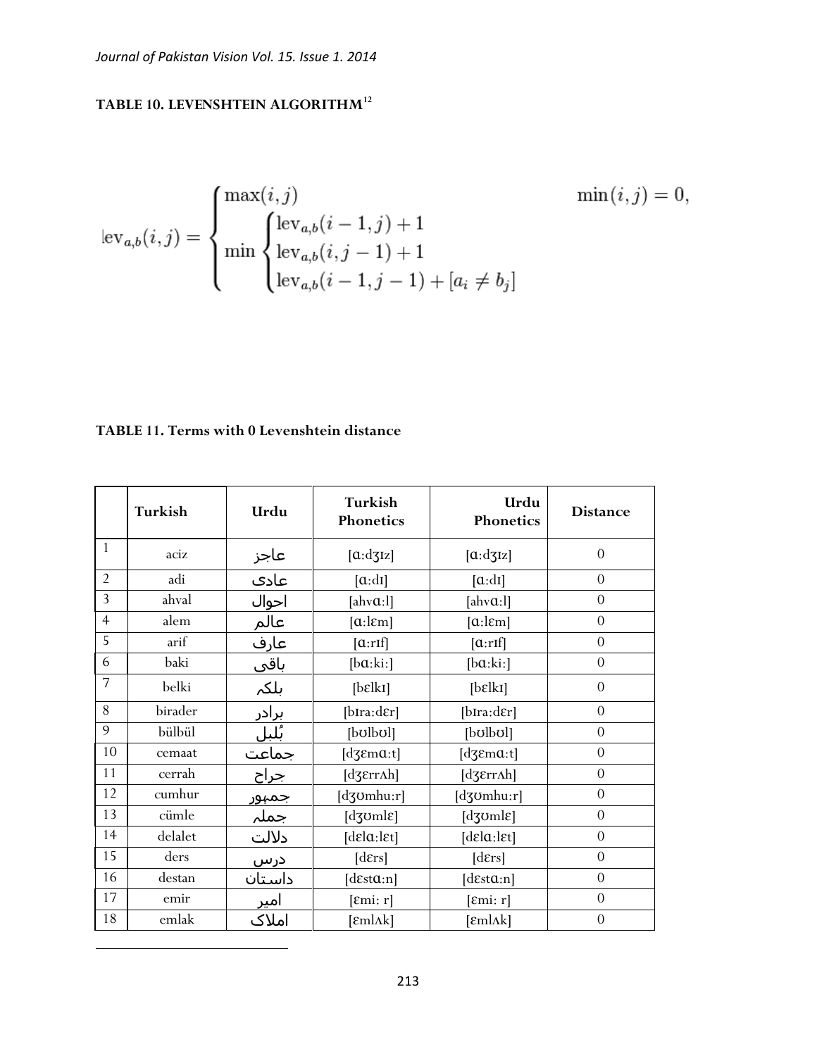**TABLE 10. LEVENSHTEIN ALGORITHM**[12]

$$
\operatorname{lev}_{a,b}(i,j) = \begin{cases} \max(i,j) & \min(i,j) = 0, \\ \min \begin{cases} \operatorname{lev}_{a,b}(i-1,j) + 1 \\ \operatorname{lev}_{a,b}(i,j-1) + 1 \\ \operatorname{lev}_{a,b}(i-1,j-1) + [a_i \neq b_j] \end{cases} & \end{cases}
$$

**TABLE 11. Terms with 0 Levenshtein distance**

| | Turkish | Urdu | Turkish Phonetics | Urdu Phonetics | Distance |
|---|---|---|---|---|---|
| 1 | aciz | عاجز | [ɑ:dʒɪz] | [ɑ:dʒɪz] | 0 |
| 2 | adi | عادی | [ɑ:dɪ] | [ɑ:dɪ] | 0 |
| 3 | ahval | احوال | [ahvɑ:l] | [ahvɑ:l] | 0 |
| 4 | alem | عالم | [ɑ:lɛm] | [ɑ:lɛm] | 0 |
| 5 | arif | عارف | [ɑ:rɪf] | [ɑ:rɪf] | 0 |
| 6 | baki | باقی | [bɑ:ki:] | [bɑ:ki:] | 0 |
| 7 | belki | بلکہ | [bɛlkɪ] | [bɛlkɪ] | 0 |
| 8 | birader | برادر | [bɪra:dɛr] | [bɪra:dɛr] | 0 |
| 9 | bülbül | بُلبل | [bʊlbʊl] | [bʊlbʊl] | 0 |
| 10 | cemaat | جماعت | [dʒɛmɑ:t] | [dʒɛmɑ:t] | 0 |
| 11 | cerrah | جراح | [dʒɛrrʌh] | [dʒɛrrʌh] | 0 |
| 12 | cumhur | جمہور | [dʒʊmhu:r] | [dʒʊmhu:r] | 0 |
| 13 | cümle | جملہ | [dʒʊmlɛ] | [dʒʊmlɛ] | 0 |
| 14 | delalet | دلالت | [dɛlɑ:lɛt] | [dɛlɑ:lɛt] | 0 |
| 15 | ders | درس | [dɛrs] | [dɛrs] | 0 |
| 16 | destan | داستان | [dɛstɑ:n] | [dɛstɑ:n] | 0 |
| 17 | emir | امیر | [ɛmi: r] | [ɛmi: r] | 0 |
| 18 | emlak | املاک | [ɛmlʌk] | [ɛmlʌk] | 0 |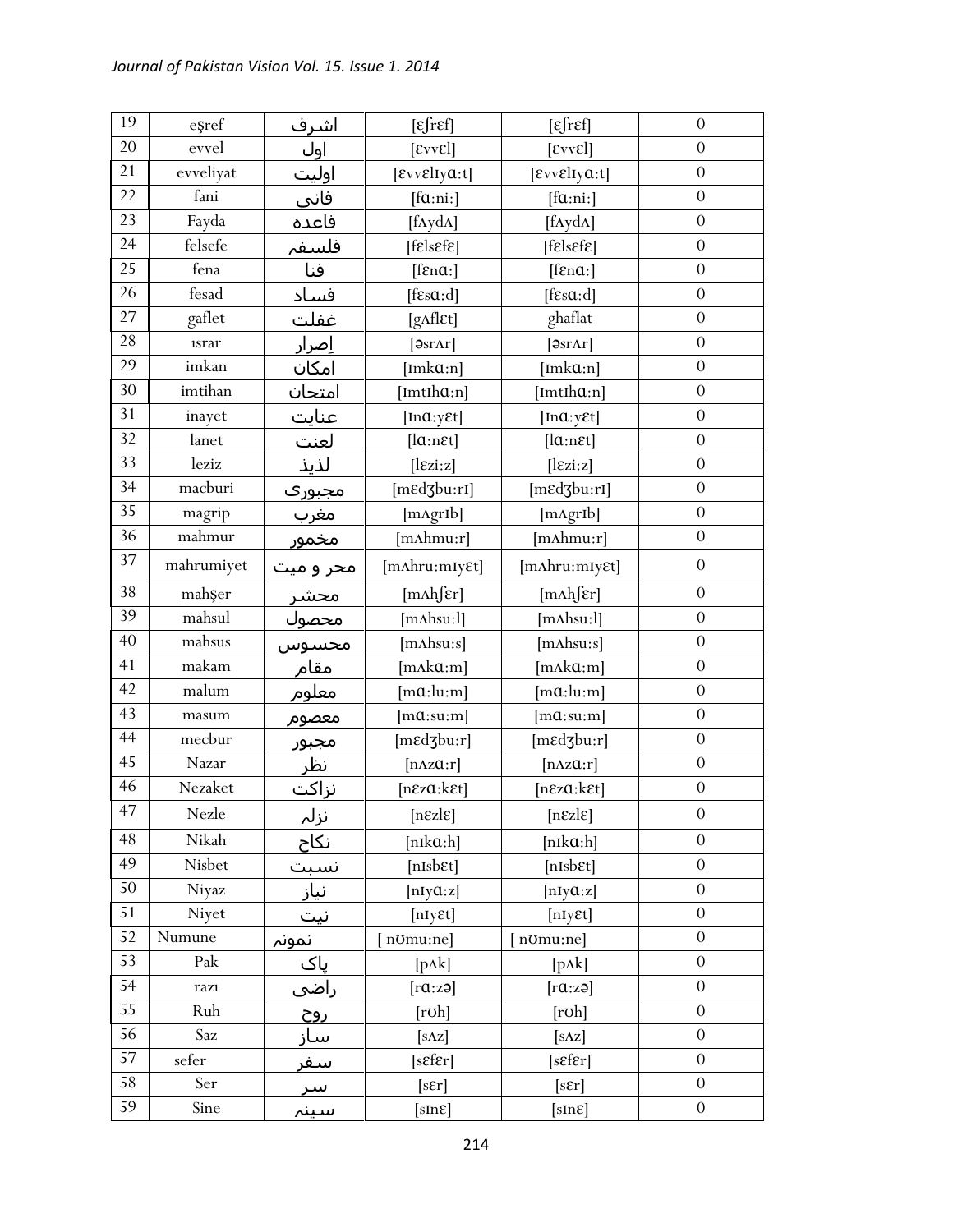| 19 | eşref | اشرف | [ɛʃrɛf] | [ɛʃrɛf] | 0 |
|---|---|---|---|---|---|
| 20 | evvel | اول | [ɛvvɛl] | [ɛvvɛl] | 0 |
| 21 | evveliyat | اولیت | [ɛvvɛlɪyɑ:t] | [ɛvvɛlɪyɑ:t] | 0 |
| 22 | fani | فانی | [fɑ:ni:] | [fɑ:ni:] | 0 |
| 23 | Fayda | فاعده | [fʌydʌ] | [fʌydʌ] | 0 |
| 24 | felsefe | فلسفہ | [fɛlsɛfɛ] | [fɛlsɛfɛ] | 0 |
| 25 | fena | فنا | [fɛnɑ:] | [fɛnɑ:] | 0 |
| 26 | fesad | فساد | [fɛsɑ:d] | [fɛsɑ:d] | 0 |
| 27 | gaflet | غفلت | [gʌflɛt] | ghaflat | 0 |
| 28 | ısrar | اِصرار | [əsrʌr] | [əsrʌr] | 0 |
| 29 | imkan | امکان | [ɪmkɑ:n] | [ɪmkɑ:n] | 0 |
| 30 | imtihan | امتحان | [ɪmtɪhɑ:n] | [ɪmtɪhɑ:n] | 0 |
| 31 | inayet | عنایت | [ɪnɑ:yɛt] | [ɪnɑ:yɛt] | 0 |
| 32 | lanet | لعنت | [lɑ:nɛt] | [lɑ:nɛt] | 0 |
| 33 | leziz | لذیذ | [lɛzi:z] | [lɛzi:z] | 0 |
| 34 | macburi | مجبوری | [mɛdʒbu:rɪ] | [mɛdʒbu:rɪ] | 0 |
| 35 | magrip | مغرب | [mʌgrɪb] | [mʌgrɪb] | 0 |
| 36 | mahmur | مخمور | [mʌhmu:r] | [mʌhmu:r] | 0 |
| 37 | mahrumiyet | محر و میت | [mʌhru:mɪyɛt] | [mʌhru:mɪyɛt] | 0 |
| 38 | mahşer | محشر | [mʌhʃɛr] | [mʌhʃɛr] | 0 |
| 39 | mahsul | محصول | [mʌhsu:l] | [mʌhsu:l] | 0 |
| 40 | mahsus | محسوس | [mʌhsu:s] | [mʌhsu:s] | 0 |
| 41 | makam | مقام | [mʌkɑ:m] | [mʌkɑ:m] | 0 |
| 42 | malum | معلوم | [mɑ:lu:m] | [mɑ:lu:m] | 0 |
| 43 | masum | معصوم | [mɑ:su:m] | [mɑ:su:m] | 0 |
| 44 | mecbur | مجبور | [mɛdʒbu:r] | [mɛdʒbu:r] | 0 |
| 45 | Nazar | نظر | [nʌzɑ:r] | [nʌzɑ:r] | 0 |
| 46 | Nezaket | نزاکت | [nɛzɑ:kɛt] | [nɛzɑ:kɛt] | 0 |
| 47 | Nezle | نزلہ | [nɛzlɛ] | [nɛzlɛ] | 0 |
| 48 | Nikah | نکاح | [nɪkɑ:h] | [nɪkɑ:h] | 0 |
| 49 | Nisbet | نسبت | [nɪsbɛt] | [nɪsbɛt] | 0 |
| 50 | Niyaz | نیاز | [nɪyɑ:z] | [nɪyɑ:z] | 0 |
| 51 | Niyet | نیت | [nɪyɛt] | [nɪyɛt] | 0 |
| 52 | Numune | نمونہ | [ nʊmu:ne] | [ nʊmu:ne] | 0 |
| 53 | Pak | پاک | [pʌk] | [pʌk] | 0 |
| 54 | razı | راضی | [rɑ:zə] | [rɑ:zə] | 0 |
| 55 | Ruh | روح | [rʊh] | [rʊh] | 0 |
| 56 | Saz | ساز | [sʌz] | [sʌz] | 0 |
| 57 | sefer | سفر | [sɛfɛr] | [sɛfɛr] | 0 |
| 58 | Ser | سر | [sɛr] | [sɛr] | 0 |
| 59 | Sine | سینہ | [sɪnɛ] | [sɪnɛ] | 0 |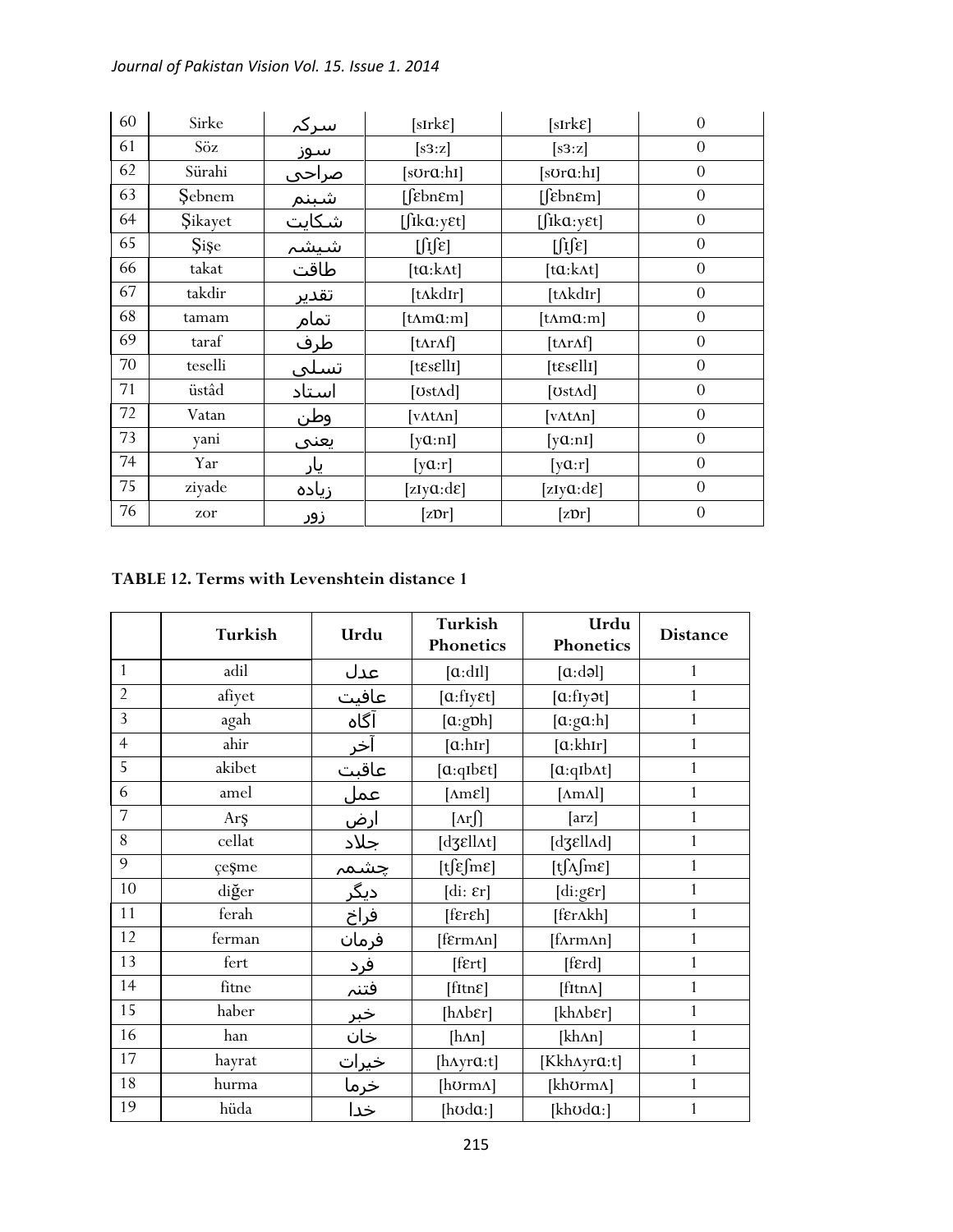| 60 | Sirke | سرکہ | [sɪrkɛ] | [sɪrkɛ] | 0 |
|---|---|---|---|---|---|
| 61 | Söz | سوز | [sɜ:z] | [sɜ:z] | 0 |
| 62 | Sürahi | صراحی | [sʊrɑ:hɪ] | [sʊrɑ:hɪ] | 0 |
| 63 | Şebnem | شبنم | [ʃɛbnɛm] | [ʃɛbnɛm] | 0 |
| 64 | Şikayet | شکایت | [ʃɪkɑ:yɛt] | [ʃɪkɑ:yɛt] | 0 |
| 65 | Şişe | شیشہ | [ʃɪʃɛ] | [ʃɪʃɛ] | 0 |
| 66 | takat | طاقت | [tɑ:kʌt] | [tɑ:kʌt] | 0 |
| 67 | takdir | تقدیر | [tʌkdɪr] | [tʌkdɪr] | 0 |
| 68 | tamam | تمام | [tʌmɑ:m] | [tʌmɑ:m] | 0 |
| 69 | taraf | طرف | [tʌrʌf] | [tʌrʌf] | 0 |
| 70 | teselli | تسلی | [tɛsɛllɪ] | [tɛsɛllɪ] | 0 |
| 71 | üstâd | استاد | [ʊstʌd] | [ʊstʌd] | 0 |
| 72 | Vatan | وطن | [vʌtʌn] | [vʌtʌn] | 0 |
| 73 | yani | یعنی | [yɑ:nɪ] | [yɑ:nɪ] | 0 |
| 74 | Yar | یار | [yɑ:r] | [yɑ:r] | 0 |
| 75 | ziyade | زیادہ | [zɪyɑ:dɛ] | [zɪyɑ:dɛ] | 0 |
| 76 | zor | زور | [zɒr] | [zɒr] | 0 |

**TABLE 12. Terms with Levenshtein distance 1**

| | Turkish | Urdu | Turkish Phonetics | Urdu Phonetics | Distance |
|---|---|---|---|---|---|
| 1 | adil | عدل | [ɑ:dɪl] | [ɑ:dəl] | 1 |
| 2 | afiyet | عافیت | [ɑ:fɪyɛt] | [ɑ:fɪyət] | 1 |
| 3 | agah | آگاہ | [ɑ:gɒh] | [ɑ:gɑ:h] | 1 |
| 4 | ahir | آخر | [ɑ:hɪr] | [ɑ:khɪr] | 1 |
| 5 | akibet | عاقبت | [ɑ:qɪbɛt] | [ɑ:qɪbʌt] | 1 |
| 6 | amel | عمل | [ʌmɛl] | [ʌmʌl] | 1 |
| 7 | Arş | ارض | [ʌrʃ] | [arz] | 1 |
| 8 | cellat | جلاد | [dʒɛllʌt] | [dʒɛllʌd] | 1 |
| 9 | çeşme | چشمہ | [tʃɛʃmɛ] | [tʃʌʃmɛ] | 1 |
| 10 | diğer | دیگر | [di: ɛr] | [di:gɛr] | 1 |
| 11 | ferah | فراخ | [fɛrɛh] | [fɛrʌkh] | 1 |
| 12 | ferman | فرمان | [fɛrmʌn] | [fʌrmʌn] | 1 |
| 13 | fert | فرد | [fɛrt] | [fɛrd] | 1 |
| 14 | fitne | فتنہ | [fɪtnɛ] | [fɪtnʌ] | 1 |
| 15 | haber | خبر | [hʌbɛr] | [khʌbɛr] | 1 |
| 16 | han | خان | [hʌn] | [khʌn] | 1 |
| 17 | hayrat | خیرات | [hʌyrɑ:t] | [Kkhʌyrɑ:t] | 1 |
| 18 | hurma | خرما | [hʊrmʌ] | [khʊrmʌ] | 1 |
| 19 | hüda | خدا | [hʊdɑ:] | [khʊdɑ:] | 1 |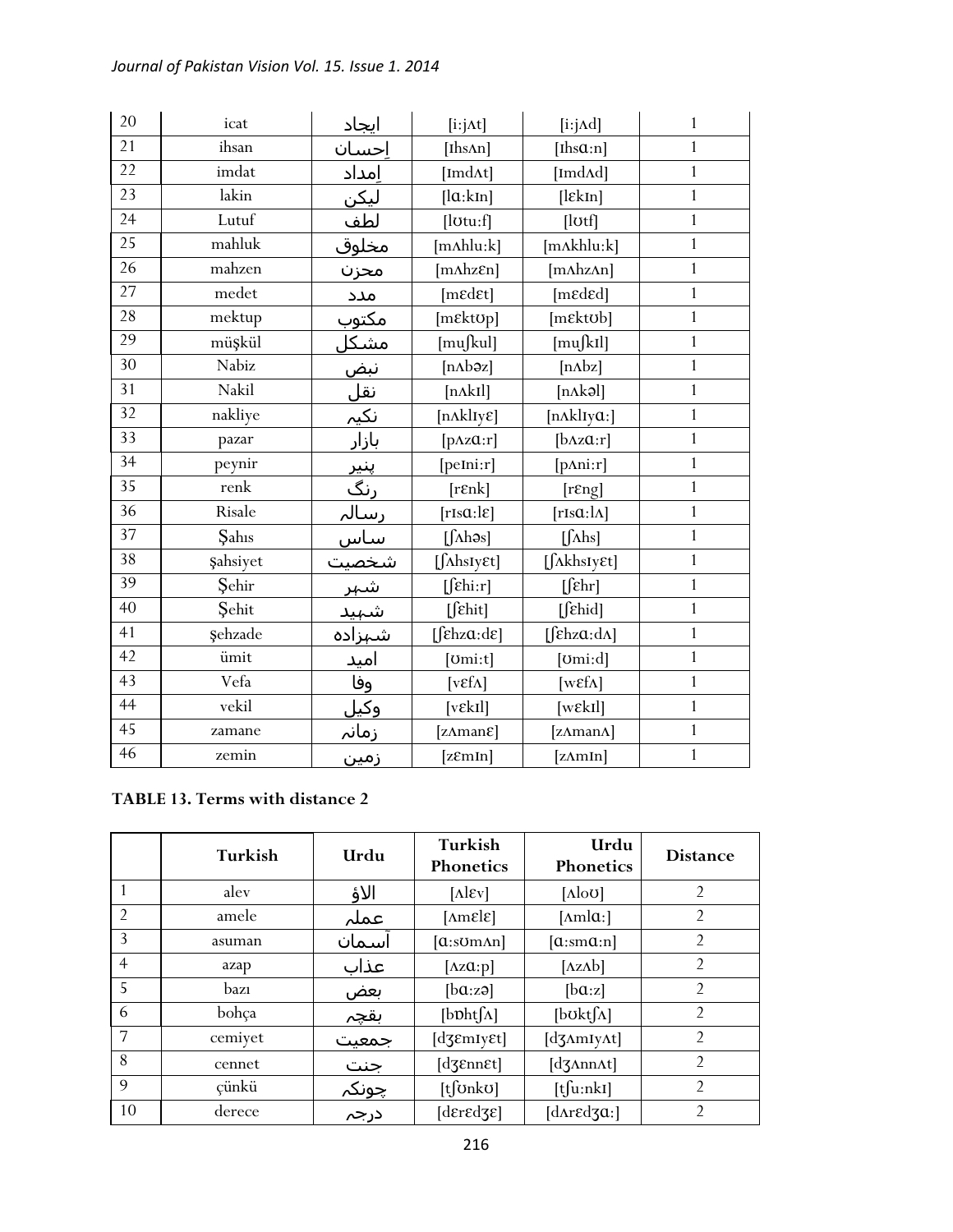| | | | | | |
|---|---|---|---|---|---|
| 20 | icat | ایجاد | [i:jʌt] | [i:jʌd] | 1 |
| 21 | ihsan | اِحسان | [ɪhsʌn] | [ɪhsɑ:n] | 1 |
| 22 | imdat | اِمداد | [ɪmdʌt] | [ɪmdʌd] | 1 |
| 23 | lakin | لیکن | [lɑ:kɪn] | [lɛkɪn] | 1 |
| 24 | Lutuf | لطف | [lʊtu:f] | [lʊtf] | 1 |
| 25 | mahluk | مخلوق | [mʌhlu:k] | [mʌkhlu:k] | 1 |
| 26 | mahzen | محزن | [mʌhzɛn] | [mʌhzʌn] | 1 |
| 27 | medet | مدد | [mɛdɛt] | [mɛdɛd] | 1 |
| 28 | mektup | مکتوب | [mɛktʊp] | [mɛktʊb] | 1 |
| 29 | müşkül | مشکل | [muʃkul] | [muʃkɪl] | 1 |
| 30 | Nabiz | نبض | [nʌbəz] | [nʌbz] | 1 |
| 31 | Nakil | نقل | [nʌkɪl] | [nʌkəl] | 1 |
| 32 | nakliye | نکیہ | [nʌklɪyɛ] | [nʌklɪyɑ:] | 1 |
| 33 | pazar | بازار | [pʌzɑ:r] | [bʌzɑ:r] | 1 |
| 34 | peynir | پنیر | [peɪni:r] | [pʌni:r] | 1 |
| 35 | renk | رنگ | [rɛnk] | [rɛng] | 1 |
| 36 | Risale | رسالہ | [rɪsɑ:lɛ] | [rɪsɑ:lʌ] | 1 |
| 37 | Şahıs | ساس | [ʃʌhəs] | [ʃʌhs] | 1 |
| 38 | şahsiyet | شخصیت | [ʃʌhsɪyɛt] | [ʃʌkhsɪyɛt] | 1 |
| 39 | Şehir | شہر | [ʃɛhi:r] | [ʃɛhr] | 1 |
| 40 | Şehit | شہید | [ʃɛhit] | [ʃɛhid] | 1 |
| 41 | şehzade | شہزادہ | [ʃɛhzɑ:dɛ] | [ʃɛhzɑ:dʌ] | 1 |
| 42 | ümit | امید | [ʊmi:t] | [ʊmi:d] | 1 |
| 43 | Vefa | وفا | [vɛfʌ] | [wɛfʌ] | 1 |
| 44 | vekil | وکیل | [vɛkɪl] | [wɛkɪl] | 1 |
| 45 | zamane | زمانہ | [zʌmanɛ] | [zʌmanʌ] | 1 |
| 46 | zemin | زمین | [zɛmɪn] | [zʌmɪn] | 1 |

**TABLE 13. Terms with distance 2**

| | Turkish | Urdu | Turkish Phonetics | Urdu Phonetics | Distance |
|---|---|---|---|---|---|
| 1 | alev | الاؤ | [ʌlɛv] | [ʌloʊ] | 2 |
| 2 | amele | عملہ | [ʌmɛlɛ] | [ʌmlɑ:] | 2 |
| 3 | asuman | آسمان | [ɑ:sʊmʌn] | [ɑ:smɑ:n] | 2 |
| 4 | azap | عذاب | [ʌzɑ:p] | [ʌzʌb] | 2 |
| 5 | bazı | بعض | [bɑ:zə] | [bɑ:z] | 2 |
| 6 | bohça | بقچہ | [bɒhtʃʌ] | [bʊktʃʌ] | 2 |
| 7 | cemiyet | جمعیت | [dʒɛmɪyɛt] | [dʒʌmɪyʌt] | 2 |
| 8 | cennet | جنت | [dʒɛnnɛt] | [dʒʌnnʌt] | 2 |
| 9 | çünkü | چونکہ | [tʃʊnkʊ] | [tʃu:nkɪ] | 2 |
| 10 | derece | درجہ | [dɛrɛdʒɛ] | [dʌrɛdʒɑ:] | 2 |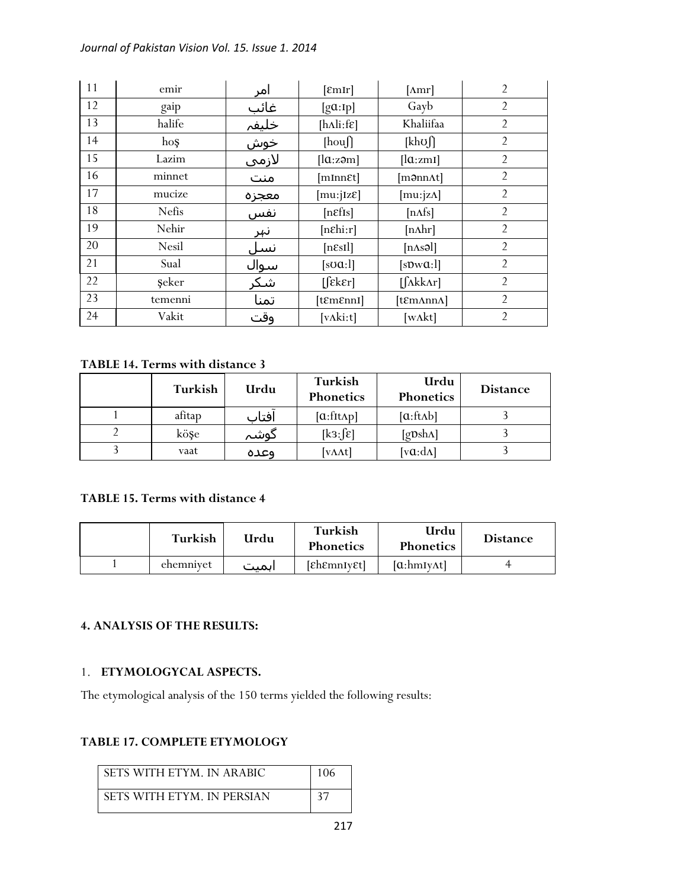| 11 | emir | امر | [ɛmɪr] | [ʌmr] | 2 |
|---|---|---|---|---|---|
| 12 | gaip | غائب | [gɑ:ɪp] | Gayb | 2 |
| 13 | halife | خلیفہ | [hʌli:fɛ] | Khaliifaa | 2 |
| 14 | hoş | خوش | [houʃ] | [khʊʃ] | 2 |
| 15 | Lazim | لازمی | [lɑ:zəm] | [lɑ:zmɪ] | 2 |
| 16 | minnet | منت | [mɪnnɛt] | [mənnʌt] | 2 |
| 17 | mucize | معجزہ | [mu:jɪzɛ] | [mu:jzʌ] | 2 |
| 18 | Nefis | نفس | [nɛfɪs] | [nʌfs] | 2 |
| 19 | Nehir | نہر | [nɛhi:r] | [nʌhr] | 2 |
| 20 | Nesil | نسل | [nɛsɪl] | [nʌsəl] | 2 |
| 21 | Sual | سوال | [sʊɑ:l] | [sɒwɑ:l] | 2 |
| 22 | şeker | شکر | [ʃɛkɛr] | [ʃʌkkʌr] | 2 |
| 23 | temenni | تمنا | [tɛmɛnnɪ] | [tɛmʌnnʌ] | 2 |
| 24 | Vakit | وقت | [vʌki:t] | [wʌkt] | 2 |

**TABLE 14. Terms with distance 3**

| | Turkish | Urdu | Turkish Phonetics | Urdu Phonetics | Distance |
|---|---|---|---|---|---|
| 1 | afitap | آفتاب | [ɑ:fɪtʌp] | [ɑ:ftʌb] | 3 |
| 2 | köşe | گوشہ | [kɜ:ʃɛ] | [gɒshʌ] | 3 |
| 3 | vaat | وعدہ | [vʌʌt] | [vɑ:dʌ] | 3 |

**TABLE 15. Terms with distance 4**

| | Turkish | Urdu | Turkish Phonetics | Urdu Phonetics | Distance |
|---|---|---|---|---|---|
| 1 | ehemniyet | اہمیت | [ɛhɛmnɪyɛt] | [ɑ:hmɪyʌt] | 4 |

#### 4. ANALYSIS OF THE RESULTS:

1. **ETYMOLOGYCAL ASPECTS.**

The etymological analysis of the 150 terms yielded the following results:

**TABLE 17. COMPLETE ETYMOLOGY**

| SETS WITH ETYM. IN ARABIC | 106 |
|---|---|
| SETS WITH ETYM. IN PERSIAN | 37 |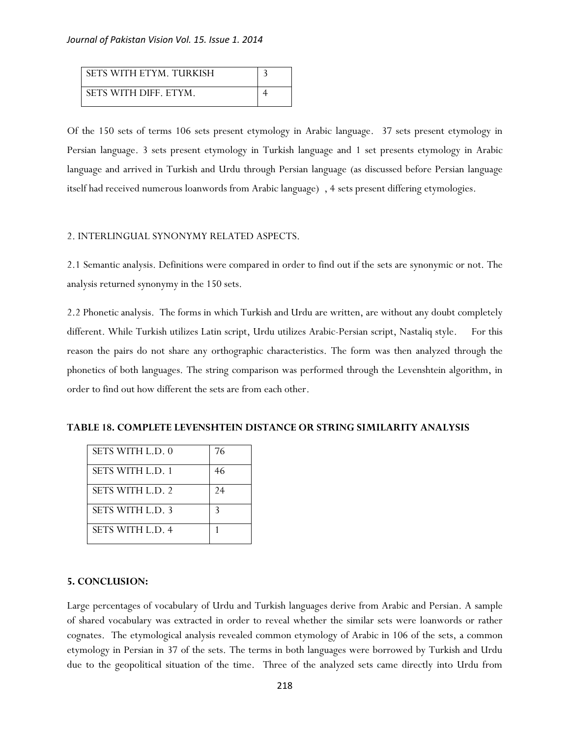| SETS WITH ETYM. TURKISH | 3 |
|---|---|
| SETS WITH DIFF. ETYM. | 4 |

Of the 150 sets of terms 106 sets present etymology in Arabic language. 37 sets present etymology in Persian language. 3 sets present etymology in Turkish language and 1 set presents etymology in Arabic language and arrived in Turkish and Urdu through Persian language (as discussed before Persian language itself had received numerous loanwords from Arabic language) , 4 sets present differing etymologies.

2. INTERLINGUAL SYNONYMY RELATED ASPECTS.

2.1 Semantic analysis. Definitions were compared in order to find out if the sets are synonymic or not. The analysis returned synonymy in the 150 sets.

2.2 Phonetic analysis. The forms in which Turkish and Urdu are written, are without any doubt completely different. While Turkish utilizes Latin script, Urdu utilizes Arabic-Persian script, Nastaliq style. For this reason the pairs do not share any orthographic characteristics. The form was then analyzed through the phonetics of both languages. The string comparison was performed through the Levenshtein algorithm, in order to find out how different the sets are from each other.

**TABLE 18. COMPLETE LEVENSHTEIN DISTANCE OR STRING SIMILARITY ANALYSIS**

| SETS WITH L.D. 0 | 76 |
|---|---|
| SETS WITH L.D. 1 | 46 |
| SETS WITH L.D. 2 | 24 |
| SETS WITH L.D. 3 | 3 |
| SETS WITH L.D. 4 | 1 |

## 5. CONCLUSION:

Large percentages of vocabulary of Urdu and Turkish languages derive from Arabic and Persian. A sample of shared vocabulary was extracted in order to reveal whether the similar sets were loanwords or rather cognates. The etymological analysis revealed common etymology of Arabic in 106 of the sets, a common etymology in Persian in 37 of the sets. The terms in both languages were borrowed by Turkish and Urdu due to the geopolitical situation of the time. Three of the analyzed sets came directly into Urdu from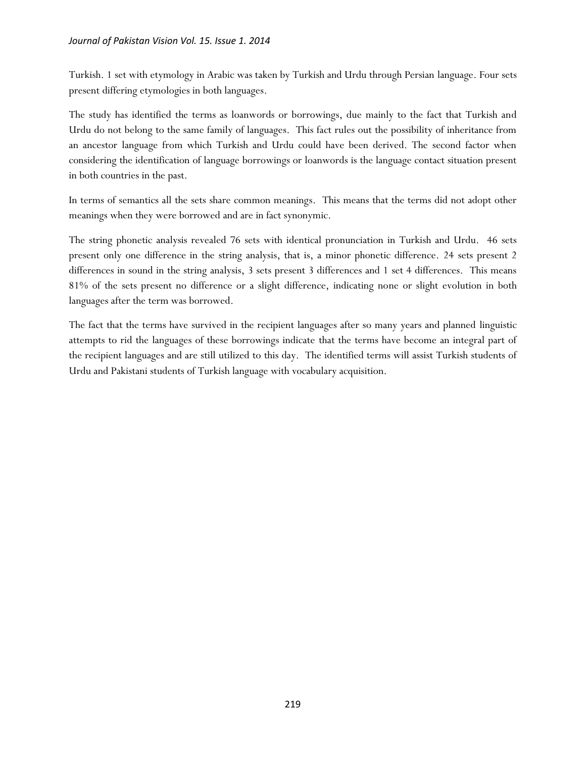Turkish. 1 set with etymology in Arabic was taken by Turkish and Urdu through Persian language. Four sets present differing etymologies in both languages.

The study has identified the terms as loanwords or borrowings, due mainly to the fact that Turkish and Urdu do not belong to the same family of languages. This fact rules out the possibility of inheritance from an ancestor language from which Turkish and Urdu could have been derived. The second factor when considering the identification of language borrowings or loanwords is the language contact situation present in both countries in the past.

In terms of semantics all the sets share common meanings. This means that the terms did not adopt other meanings when they were borrowed and are in fact synonymic.

The string phonetic analysis revealed 76 sets with identical pronunciation in Turkish and Urdu. 46 sets present only one difference in the string analysis, that is, a minor phonetic difference. 24 sets present 2 differences in sound in the string analysis, 3 sets present 3 differences and 1 set 4 differences. This means 81% of the sets present no difference or a slight difference, indicating none or slight evolution in both languages after the term was borrowed.

The fact that the terms have survived in the recipient languages after so many years and planned linguistic attempts to rid the languages of these borrowings indicate that the terms have become an integral part of the recipient languages and are still utilized to this day. The identified terms will assist Turkish students of Urdu and Pakistani students of Turkish language with vocabulary acquisition.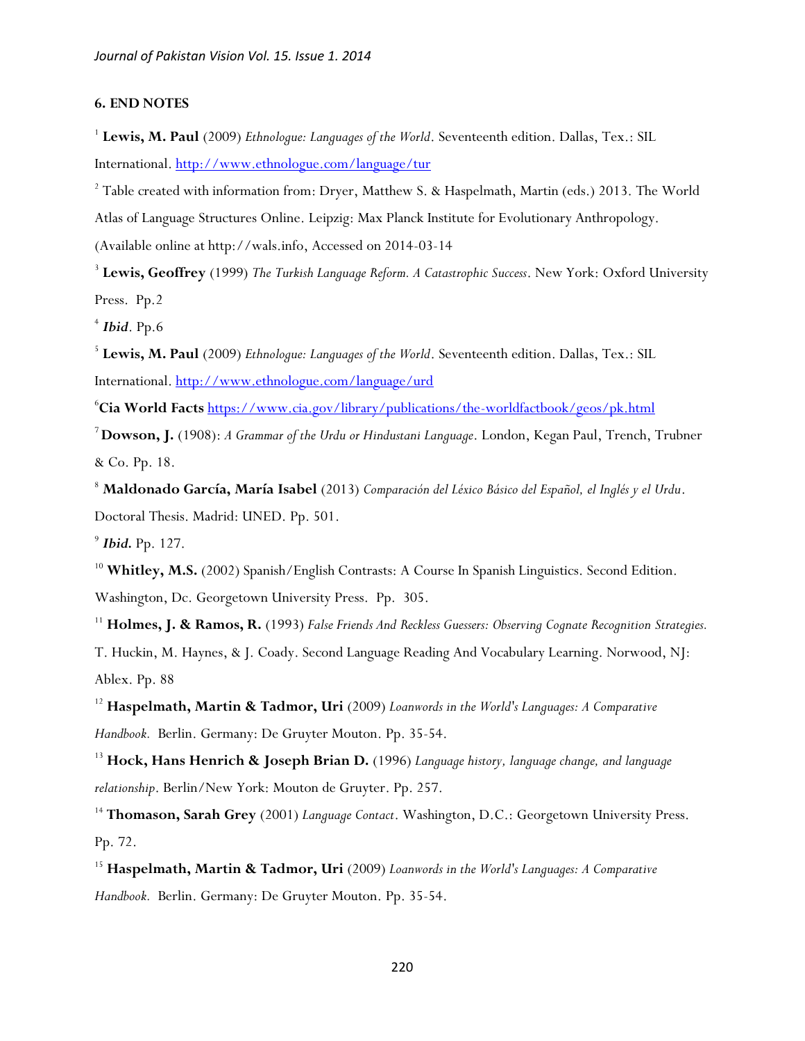### 6. END NOTES

[1] **Lewis, M. Paul** (2009) *Ethnologue: Languages of the World*. Seventeenth edition. Dallas, Tex.: SIL International. http://www.ethnologue.com/language/tur

[2] Table created with information from: Dryer, Matthew S. & Haspelmath, Martin (eds.) 2013. The World Atlas of Language Structures Online. Leipzig: Max Planck Institute for Evolutionary Anthropology. (Available online at http://wals.info, Accessed on 2014-03-14

[3] **Lewis, Geoffrey** (1999) *The Turkish Language Reform. A Catastrophic Success*. New York: Oxford University Press. Pp.2

[4] ***Ibid***. Pp.6

[5] **Lewis, M. Paul** (2009) *Ethnologue: Languages of the World*. Seventeenth edition. Dallas, Tex.: SIL International. http://www.ethnologue.com/language/urd

[6] **Cia World Facts** https://www.cia.gov/library/publications/the-worldfactbook/geos/pk.html

[7] **Dowson, J.** (1908): *A Grammar of the Urdu or Hindustani Language*. London, Kegan Paul, Trench, Trubner & Co. Pp. 18.

[8] **Maldonado García, María Isabel** (2013) *Comparación del Léxico Básico del Español, el Inglés y el Urdu*. Doctoral Thesis. Madrid: UNED. Pp. 501.

[9] ***Ibid.*** Pp. 127.

[10] **Whitley, M.S.** (2002) Spanish/English Contrasts: A Course In Spanish Linguistics. Second Edition. Washington, Dc. Georgetown University Press. Pp. 305.

[11] **Holmes, J. & Ramos, R.** (1993) *False Friends And Reckless Guessers: Observing Cognate Recognition Strategies.* T. Huckin, M. Haynes, & J. Coady. Second Language Reading And Vocabulary Learning. Norwood, NJ: Ablex. Pp. 88

[12] **Haspelmath, Martin & Tadmor, Uri** (2009) *Loanwords in the World's Languages: A Comparative Handbook.* Berlin. Germany: De Gruyter Mouton. Pp. 35-54.

[13] **Hock, Hans Henrich & Joseph Brian D.** (1996) *Language history, language change, and language relationship*. Berlin/New York: Mouton de Gruyter. Pp. 257.

[14] **Thomason, Sarah Grey** (2001) *Language Contact*. Washington, D.C.: Georgetown University Press. Pp. 72.

[15] **Haspelmath, Martin & Tadmor, Uri** (2009) *Loanwords in the World's Languages: A Comparative Handbook.* Berlin. Germany: De Gruyter Mouton. Pp. 35-54.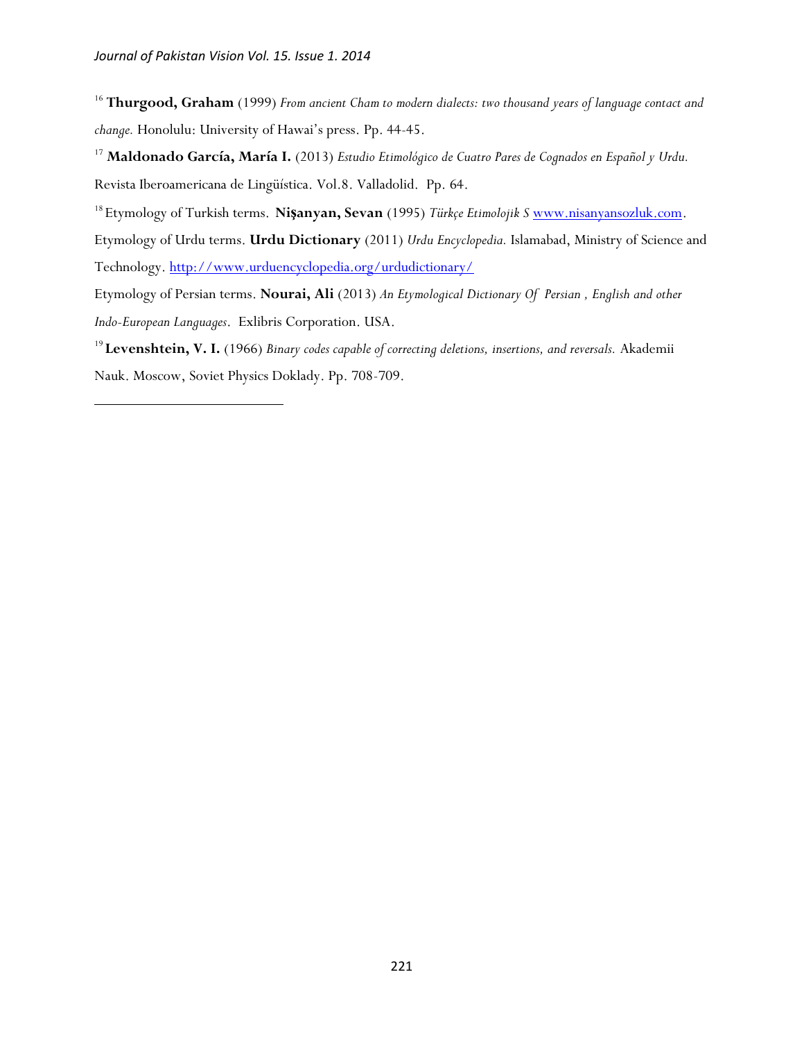[16] **Thurgood, Graham** (1999) *From ancient Cham to modern dialects: two thousand years of language contact and change.* Honolulu: University of Hawai's press. Pp. 44-45.

[17] **Maldonado García, María I.** (2013) *Estudio Etimológico de Cuatro Pares de Cognados en Español y Urdu.* Revista Iberoamericana de Lingüística. Vol.8. Valladolid. Pp. 64.

[18] Etymology of Turkish terms. **Nişanyan, Sevan** (1995) *Türkçe Etimolojik S* www.nisanyansozluk.com.

Etymology of Urdu terms. **Urdu Dictionary** (2011) *Urdu Encyclopedia.* Islamabad, Ministry of Science and Technology. http://www.urduencyclopedia.org/urdudictionary/

Etymology of Persian terms. **Nourai, Ali** (2013) *An Etymological Dictionary Of Persian , English and other Indo-European Languages*. Exlibris Corporation. USA.

[19] **Levenshtein, V. I.** (1966) *Binary codes capable of correcting deletions, insertions, and reversals.* Akademii Nauk. Moscow, Soviet Physics Doklady. Pp. 708-709.